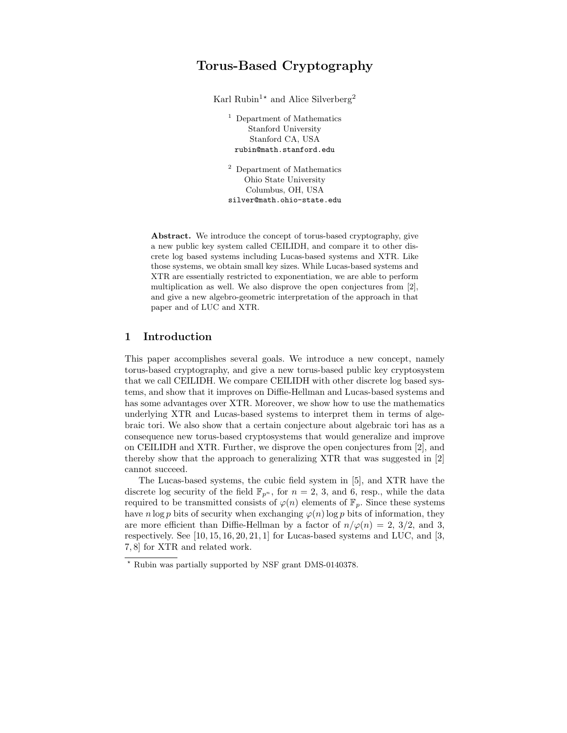# Torus-Based Cryptography

Karl Rubin[1⋆] and Alice Silverberg[2]

[1] Department of Mathematics
Stanford University
Stanford CA, USA
rubin@math.stanford.edu

[2] Department of Mathematics
Ohio State University
Columbus, OH, USA
silver@math.ohio-state.edu

**Abstract.** We introduce the concept of torus-based cryptography, give a new public key system called CEILIDH, and compare it to other discrete log based systems including Lucas-based systems and XTR. Like those systems, we obtain small key sizes. While Lucas-based systems and XTR are essentially restricted to exponentiation, we are able to perform multiplication as well. We also disprove the open conjectures from [2], and give a new algebro-geometric interpretation of the approach in that paper and of LUC and XTR.

## 1 Introduction

This paper accomplishes several goals. We introduce a new concept, namely torus-based cryptography, and give a new torus-based public key cryptosystem that we call CEILIDH. We compare CEILIDH with other discrete log based systems, and show that it improves on Diffie-Hellman and Lucas-based systems and has some advantages over XTR. Moreover, we show how to use the mathematics underlying XTR and Lucas-based systems to interpret them in terms of algebraic tori. We also show that a certain conjecture about algebraic tori has as a consequence new torus-based cryptosystems that would generalize and improve on CEILIDH and XTR. Further, we disprove the open conjectures from [2], and thereby show that the approach to generalizing XTR that was suggested in [2] cannot succeed.

The Lucas-based systems, the cubic field system in [5], and XTR have the discrete log security of the field $\mathbb{F}_{p^n}$, for $n = 2$, 3, and 6, resp., while the data required to be transmitted consists of $\varphi(n)$ elements of $\mathbb{F}_p$. Since these systems have $n \log p$ bits of security when exchanging $\varphi(n) \log p$ bits of information, they are more efficient than Diffie-Hellman by a factor of $n/\varphi(n) = 2$, $3/2$, and 3, respectively. See [10, 15, 16, 20, 21, 1] for Lucas-based systems and LUC, and [3, 7, 8] for XTR and related work.

⋆ Rubin was partially supported by NSF grant DMS-0140378.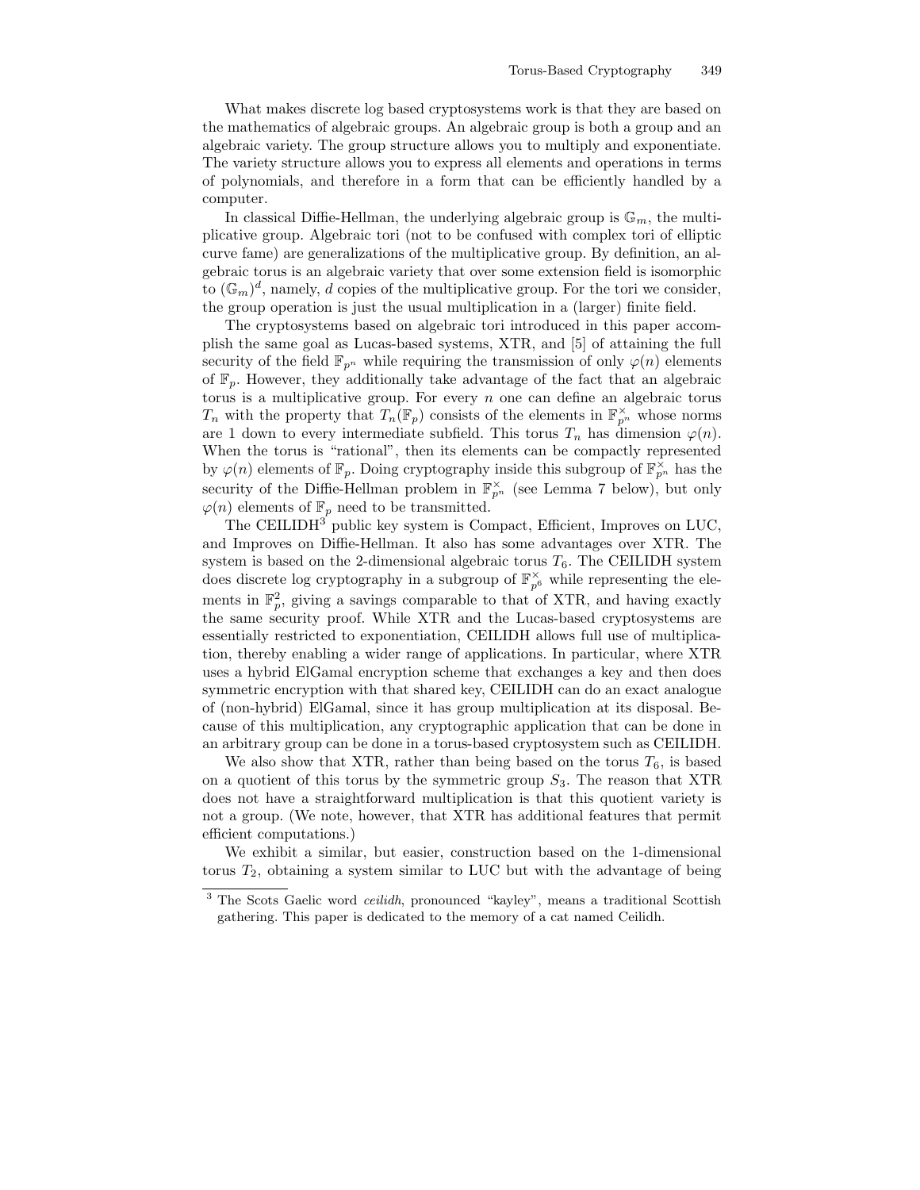What makes discrete log based cryptosystems work is that they are based on the mathematics of algebraic groups. An algebraic group is both a group and an algebraic variety. The group structure allows you to multiply and exponentiate. The variety structure allows you to express all elements and operations in terms of polynomials, and therefore in a form that can be efficiently handled by a computer.

In classical Diffie-Hellman, the underlying algebraic group is $\mathbb{G}_m$, the multiplicative group. Algebraic tori (not to be confused with complex tori of elliptic curve fame) are generalizations of the multiplicative group. By definition, an algebraic torus is an algebraic variety that over some extension field is isomorphic to $(\mathbb{G}_m)^d$, namely, $d$ copies of the multiplicative group. For the tori we consider, the group operation is just the usual multiplication in a (larger) finite field.

The cryptosystems based on algebraic tori introduced in this paper accomplish the same goal as Lucas-based systems, XTR, and [5] of attaining the full security of the field $\mathbb{F}_{p^n}$ while requiring the transmission of only $\varphi(n)$ elements of $\mathbb{F}_p$. However, they additionally take advantage of the fact that an algebraic torus is a multiplicative group. For every $n$ one can define an algebraic torus $T_n$ with the property that $T_n(\mathbb{F}_p)$ consists of the elements in $\mathbb{F}_{p^n}^\times$ whose norms are 1 down to every intermediate subfield. This torus $T_n$ has dimension $\varphi(n)$. When the torus is "rational", then its elements can be compactly represented by $\varphi(n)$ elements of $\mathbb{F}_p$. Doing cryptography inside this subgroup of $\mathbb{F}_{p^n}^\times$ has the security of the Diffie-Hellman problem in $\mathbb{F}_{p^n}^\times$ (see Lemma 7 below), but only $\varphi(n)$ elements of $\mathbb{F}_p$ need to be transmitted.

The CEILIDH[3] public key system is Compact, Efficient, Improves on LUC, and Improves on Diffie-Hellman. It also has some advantages over XTR. The system is based on the 2-dimensional algebraic torus $T_6$. The CEILIDH system does discrete log cryptography in a subgroup of $\mathbb{F}_{p^6}^\times$ while representing the elements in $\mathbb{F}_p^2$, giving a savings comparable to that of XTR, and having exactly the same security proof. While XTR and the Lucas-based cryptosystems are essentially restricted to exponentiation, CEILIDH allows full use of multiplication, thereby enabling a wider range of applications. In particular, where XTR uses a hybrid ElGamal encryption scheme that exchanges a key and then does symmetric encryption with that shared key, CEILIDH can do an exact analogue of (non-hybrid) ElGamal, since it has group multiplication at its disposal. Because of this multiplication, any cryptographic application that can be done in an arbitrary group can be done in a torus-based cryptosystem such as CEILIDH.

We also show that XTR, rather than being based on the torus $T_6$, is based on a quotient of this torus by the symmetric group $S_3$. The reason that XTR does not have a straightforward multiplication is that this quotient variety is not a group. (We note, however, that XTR has additional features that permit efficient computations.)

We exhibit a similar, but easier, construction based on the 1-dimensional torus $T_2$, obtaining a system similar to LUC but with the advantage of being

---

[3] The Scots Gaelic word *ceilidh*, pronounced "kayley", means a traditional Scottish gathering. This paper is dedicated to the memory of a cat named Ceilidh.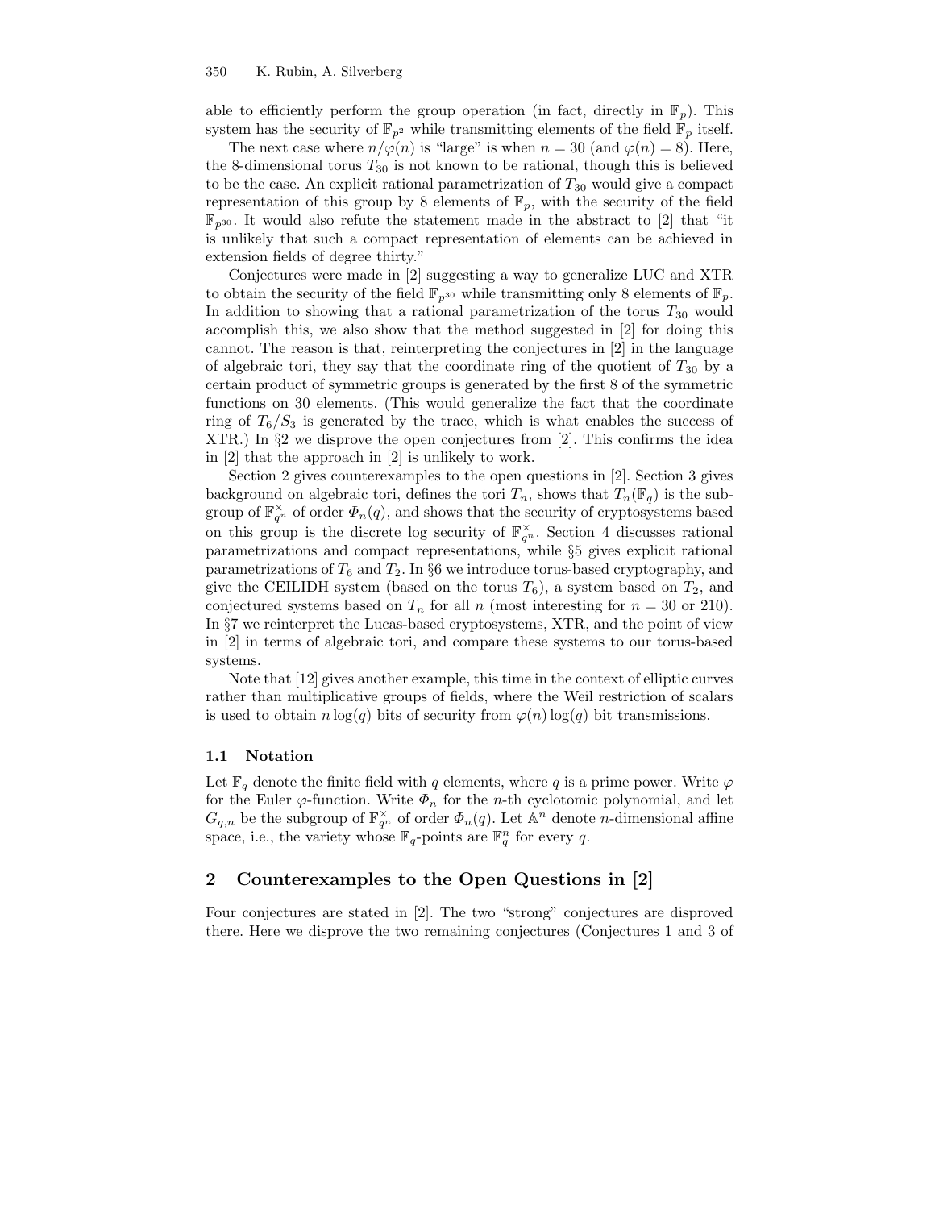able to efficiently perform the group operation (in fact, directly in $\mathbb{F}_p$). This system has the security of $\mathbb{F}_{p^2}$ while transmitting elements of the field $\mathbb{F}_p$ itself.

The next case where $n/\varphi(n)$ is "large" is when $n = 30$ (and $\varphi(n) = 8$). Here, the 8-dimensional torus $T_{30}$ is not known to be rational, though this is believed to be the case. An explicit rational parametrization of $T_{30}$ would give a compact representation of this group by 8 elements of $\mathbb{F}_p$, with the security of the field $\mathbb{F}_{p^{30}}$. It would also refute the statement made in the abstract to [2] that "it is unlikely that such a compact representation of elements can be achieved in extension fields of degree thirty."

Conjectures were made in [2] suggesting a way to generalize LUC and XTR to obtain the security of the field $\mathbb{F}_{p^{30}}$ while transmitting only 8 elements of $\mathbb{F}_p$. In addition to showing that a rational parametrization of the torus $T_{30}$ would accomplish this, we also show that the method suggested in [2] for doing this cannot. The reason is that, reinterpreting the conjectures in [2] in the language of algebraic tori, they say that the coordinate ring of the quotient of $T_{30}$ by a certain product of symmetric groups is generated by the first 8 of the symmetric functions on 30 elements. (This would generalize the fact that the coordinate ring of $T_6/S_3$ is generated by the trace, which is what enables the success of XTR.) In §2 we disprove the open conjectures from [2]. This confirms the idea in [2] that the approach in [2] is unlikely to work.

Section 2 gives counterexamples to the open questions in [2]. Section 3 gives background on algebraic tori, defines the tori $T_n$, shows that $T_n(\mathbb{F}_q)$ is the subgroup of $\mathbb{F}_{q^n}^\times$ of order $\Phi_n(q)$, and shows that the security of cryptosystems based on this group is the discrete log security of $\mathbb{F}_{q^n}^\times$. Section 4 discusses rational parametrizations and compact representations, while §5 gives explicit rational parametrizations of $T_6$ and $T_2$. In §6 we introduce torus-based cryptography, and give the CEILIDH system (based on the torus $T_6$), a system based on $T_2$, and conjectured systems based on $T_n$ for all $n$ (most interesting for $n = 30$ or 210). In §7 we reinterpret the Lucas-based cryptosystems, XTR, and the point of view in [2] in terms of algebraic tori, and compare these systems to our torus-based systems.

Note that [12] gives another example, this time in the context of elliptic curves rather than multiplicative groups of fields, where the Weil restriction of scalars is used to obtain $n \log(q)$ bits of security from $\varphi(n) \log(q)$ bit transmissions.

### 1.1 Notation

Let $\mathbb{F}_q$ denote the finite field with $q$ elements, where $q$ is a prime power. Write $\varphi$ for the Euler $\varphi$-function. Write $\Phi_n$ for the $n$-th cyclotomic polynomial, and let $G_{q,n}$ be the subgroup of $\mathbb{F}_{q^n}^\times$ of order $\Phi_n(q)$. Let $\mathbb{A}^n$ denote $n$-dimensional affine space, i.e., the variety whose $\mathbb{F}_q$-points are $\mathbb{F}_q^n$ for every $q$.

## 2 Counterexamples to the Open Questions in [2]

Four conjectures are stated in [2]. The two "strong" conjectures are disproved there. Here we disprove the two remaining conjectures (Conjectures 1 and 3 of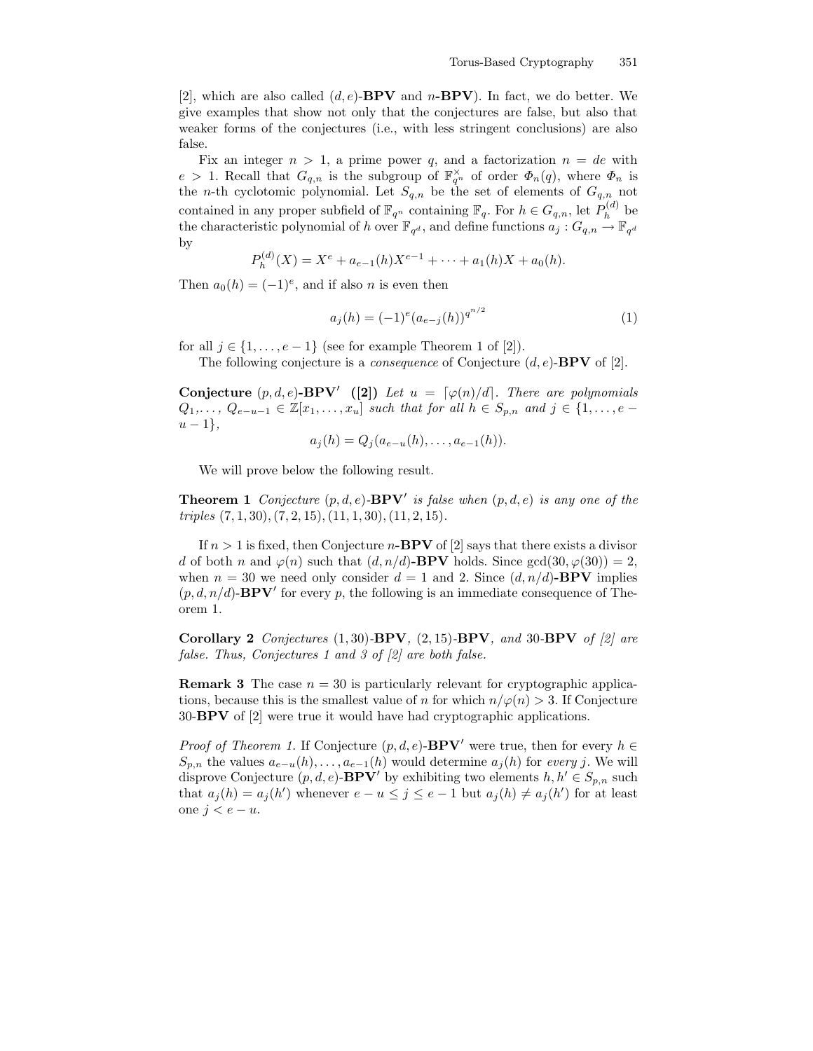[2], which are also called $(d,e)$-**BPV** and $n$-**BPV**). In fact, we do better. We give examples that show not only that the conjectures are false, but also that weaker forms of the conjectures (i.e., with less stringent conclusions) are also false.

Fix an integer $n > 1$, a prime power $q$, and a factorization $n = de$ with $e > 1$. Recall that $G_{q,n}$ is the subgroup of $\mathbb{F}_{q^n}^\times$ of order $\Phi_n(q)$, where $\Phi_n$ is the $n$-th cyclotomic polynomial. Let $S_{q,n}$ be the set of elements of $G_{q,n}$ not contained in any proper subfield of $\mathbb{F}_{q^n}$ containing $\mathbb{F}_q$. For $h \in G_{q,n}$, let $P_h^{(d)}$ be the characteristic polynomial of $h$ over $\mathbb{F}_{q^d}$, and define functions $a_j : G_{q,n} \to \mathbb{F}_{q^d}$ by

$$P_h^{(d)}(X) = X^e + a_{e-1}(h)X^{e-1} + \cdots + a_1(h)X + a_0(h).$$

Then $a_0(h) = (-1)^e$, and if also $n$ is even then

$$a_j(h) = (-1)^e (a_{e-j}(h))^{q^{n/2}} \tag{1}$$

for all $j \in \{1, \ldots, e-1\}$ (see for example Theorem 1 of [2]).

The following conjecture is a *consequence* of Conjecture $(d,e)$-**BPV** of [2].

**Conjecture $(p,d,e)$-BPV′ ([2])** *Let $u = \lceil \varphi(n)/d \rceil$. There are polynomials $Q_1, \ldots, Q_{e-u-1} \in \mathbb{Z}[x_1, \ldots, x_u]$ such that for all $h \in S_{p,n}$ and $j \in \{1, \ldots, e-u-1\}$,*

$$a_j(h) = Q_j(a_{e-u}(h), \ldots, a_{e-1}(h)).$$

We will prove below the following result.

**Theorem 1** *Conjecture $(p,d,e)$-**BPV′** is false when $(p,d,e)$ is any one of the triples $(7,1,30), (7,2,15), (11,1,30), (11,2,15)$.*

If $n > 1$ is fixed, then Conjecture $n$-**BPV** of [2] says that there exists a divisor $d$ of both $n$ and $\varphi(n)$ such that $(d,n/d)$-**BPV** holds. Since $\gcd(30, \varphi(30)) = 2$, when $n = 30$ we need only consider $d = 1$ and $2$. Since $(d,n/d)$-**BPV** implies $(p,d,n/d)$-**BPV′** for every $p$, the following is an immediate consequence of Theorem 1.

**Corollary 2** *Conjectures $(1,30)$-**BPV**, $(2,15)$-**BPV**, and $30$-**BPV** of [2] are false. Thus, Conjectures 1 and 3 of [2] are both false.*

**Remark 3** The case $n = 30$ is particularly relevant for cryptographic applications, because this is the smallest value of $n$ for which $n/\varphi(n) > 3$. If Conjecture 30-**BPV** of [2] were true it would have had cryptographic applications.

*Proof of Theorem 1.* If Conjecture $(p,d,e)$-**BPV′** were true, then for every $h \in S_{p,n}$ the values $a_{e-u}(h), \ldots, a_{e-1}(h)$ would determine $a_j(h)$ for *every* $j$. We will disprove Conjecture $(p,d,e)$-**BPV′** by exhibiting two elements $h, h' \in S_{p,n}$ such that $a_j(h) = a_j(h')$ whenever $e - u \leq j \leq e-1$ but $a_j(h) \neq a_j(h')$ for at least one $j < e - u$.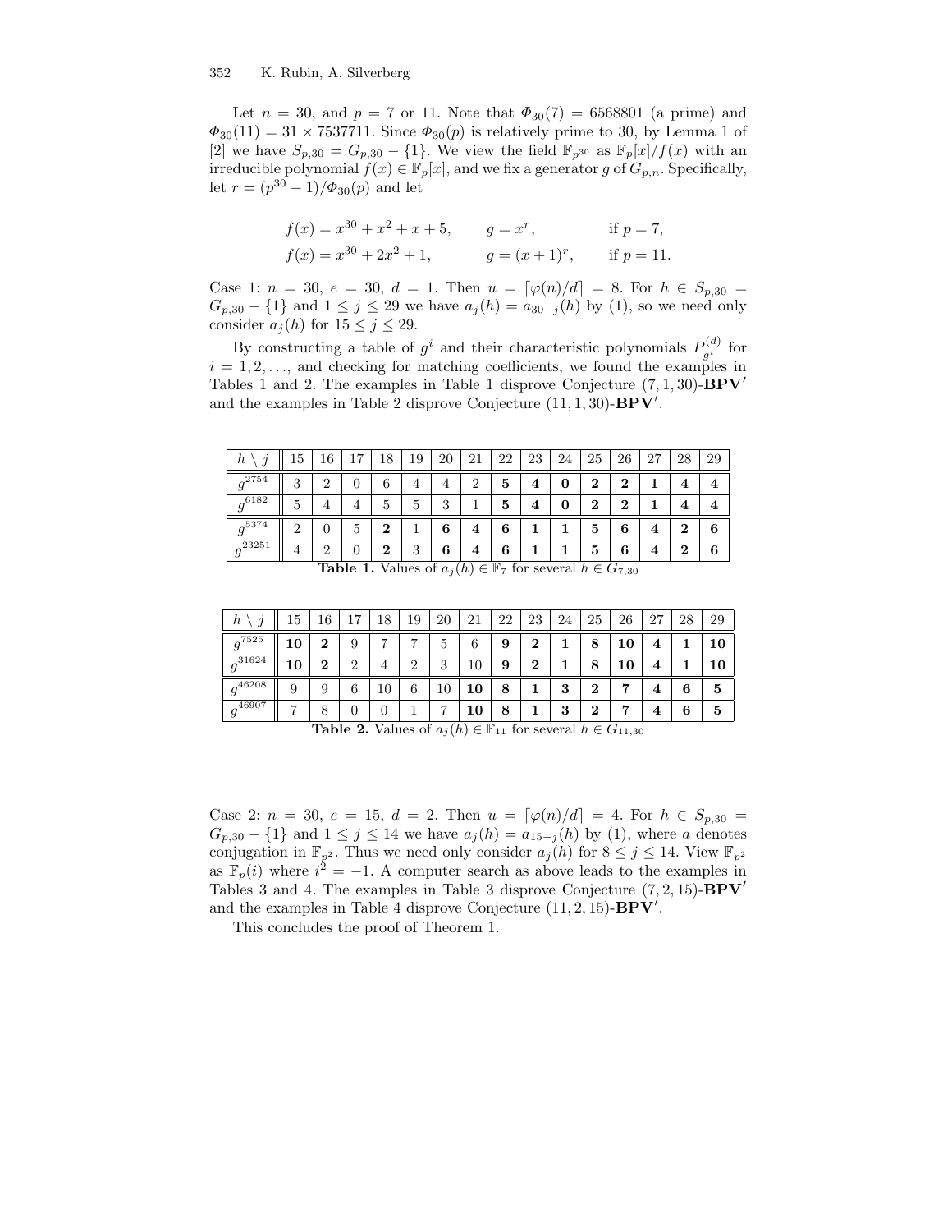Let $n = 30$, and $p = 7$ or 11. Note that $\Phi_{30}(7) = 6568801$ (a prime) and $\Phi_{30}(11) = 31 \times 7537711$. Since $\Phi_{30}(p)$ is relatively prime to 30, by Lemma 1 of [2] we have $S_{p,30} = G_{p,30} - \{1\}$. We view the field $\mathbb{F}_{p^{30}}$ as $\mathbb{F}_p[x]/f(x)$ with an irreducible polynomial $f(x) \in \mathbb{F}_p[x]$, and we fix a generator $g$ of $G_{p,n}$. Specifically, let $r = (p^{30} - 1)/\Phi_{30}(p)$ and let

$$
\begin{aligned}
f(x) &= x^{30} + x^2 + x + 5, \qquad & g &= x^r, \qquad & \text{if } p = 7,\\
f(x) &= x^{30} + 2x^2 + 1, \qquad & g &= (x+1)^r, \qquad & \text{if } p = 11.
\end{aligned}
$$

Case 1: $n = 30$, $e = 30$, $d = 1$. Then $u = \lceil \varphi(n)/d \rceil = 8$. For $h \in S_{p,30} = G_{p,30} - \{1\}$ and $1 \leq j \leq 29$ we have $a_j(h) = a_{30-j}(h)$ by (1), so we need only consider $a_j(h)$ for $15 \leq j \leq 29$.

By constructing a table of $g^i$ and their characteristic polynomials $P^{(d)}_{g^i}$ for $i = 1, 2, \ldots$, and checking for matching coefficients, we found the examples in Tables 1 and 2. The examples in Table 1 disprove Conjecture $(7, 1, 30)$-**BPV′** and the examples in Table 2 disprove Conjecture $(11, 1, 30)$-**BPV′**.

| $h \setminus j$ | 15 | 16 | 17 | 18 | 19 | 20 | 21 | 22 | 23 | 24 | 25 | 26 | 27 | 28 | 29 |
|---|---|---|---|---|---|---|---|---|---|---|---|---|---|---|---|
| $g^{2754}$ | 3 | 2 | 0 | 6 | 4 | 4 | 2 | **5** | **4** | **0** | **2** | **2** | **1** | **4** | **4** |
| $g^{6182}$ | 5 | 4 | 4 | 5 | 5 | 3 | 1 | **5** | **4** | **0** | **2** | **2** | **1** | **4** | **4** |
| $g^{5374}$ | 2 | 0 | 5 | **2** | 1 | **6** | **4** | **6** | **1** | **1** | **5** | **6** | **4** | **2** | **6** |
| $g^{23251}$ | 4 | 2 | 0 | **2** | 3 | **6** | **4** | **6** | **1** | **1** | **5** | **6** | **4** | **2** | **6** |

**Table 1.** Values of $a_j(h) \in \mathbb{F}_7$ for several $h \in G_{7,30}$

| $h \setminus j$ | 15 | 16 | 17 | 18 | 19 | 20 | 21 | 22 | 23 | 24 | 25 | 26 | 27 | 28 | 29 |
|---|---|---|---|---|---|---|---|---|---|---|---|---|---|---|---|
| $g^{7525}$ | **10** | **2** | 9 | 7 | 7 | 5 | 6 | **9** | **2** | **1** | **8** | **10** | **4** | **1** | **10** |
| $g^{31624}$ | **10** | **2** | 2 | 4 | 2 | 3 | 10 | **9** | **2** | **1** | **8** | **10** | **4** | **1** | **10** |
| $g^{46208}$ | 9 | 9 | 6 | 10 | 6 | 10 | **10** | **8** | **1** | **3** | **2** | **7** | **4** | **6** | **5** |
| $g^{46907}$ | 7 | 8 | 0 | 0 | 1 | 7 | **10** | **8** | **1** | **3** | **2** | **7** | **4** | **6** | **5** |

**Table 2.** Values of $a_j(h) \in \mathbb{F}_{11}$ for several $h \in G_{11,30}$

Case 2: $n = 30$, $e = 15$, $d = 2$. Then $u = \lceil \varphi(n)/d \rceil = 4$. For $h \in S_{p,30} = G_{p,30} - \{1\}$ and $1 \leq j \leq 14$ we have $a_j(h) = \overline{a_{15-j}}(h)$ by (1), where $\overline{a}$ denotes conjugation in $\mathbb{F}_{p^2}$. Thus we need only consider $a_j(h)$ for $8 \leq j \leq 14$. View $\mathbb{F}_{p^2}$ as $\mathbb{F}_p(i)$ where $i^2 = -1$. A computer search as above leads to the examples in Tables 3 and 4. The examples in Table 3 disprove Conjecture $(7, 2, 15)$-**BPV′** and the examples in Table 4 disprove Conjecture $(11, 2, 15)$-**BPV′**.

This concludes the proof of Theorem 1.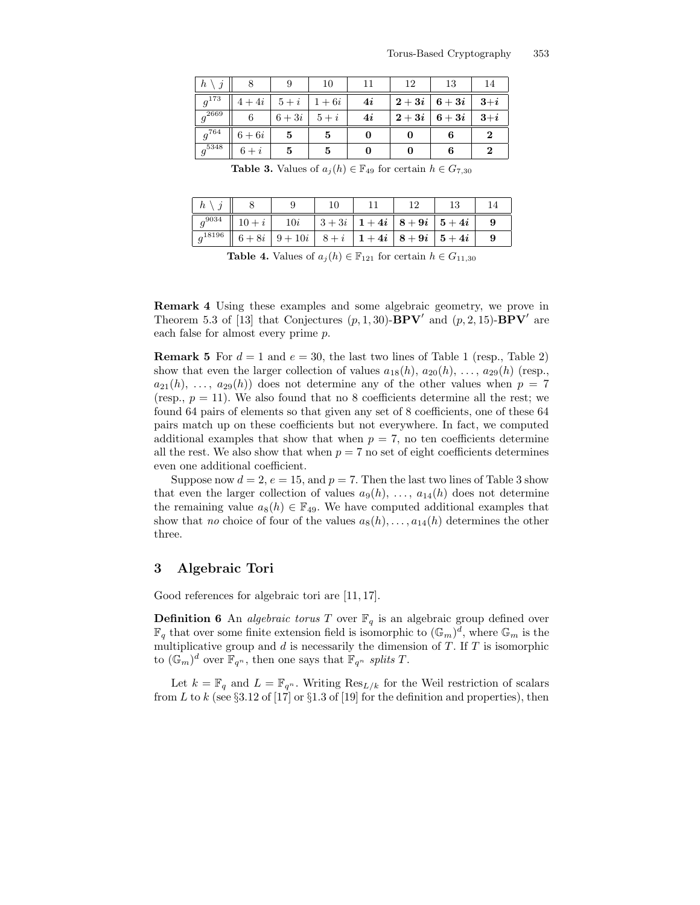| $h \setminus j$ | 8 | 9 | 10 | 11 | 12 | 13 | 14 |
|---|---|---|---|---|---|---|---|
| $g^{173}$ | $4+4i$ | $5+i$ | $1+6i$ | $\boldsymbol{4i}$ | $\boldsymbol{2+3i}$ | $\boldsymbol{6+3i}$ | $\boldsymbol{3+i}$ |
| $g^{2669}$ | $6$ | $6+3i$ | $5+i$ | $\boldsymbol{4i}$ | $\boldsymbol{2+3i}$ | $\boldsymbol{6+3i}$ | $\boldsymbol{3+i}$ |
| $g^{764}$ | $6+6i$ | $\mathbf{5}$ | $\mathbf{5}$ | $\mathbf{0}$ | $\mathbf{0}$ | $\mathbf{6}$ | $\mathbf{2}$ |
| $g^{5348}$ | $6+i$ | $\mathbf{5}$ | $\mathbf{5}$ | $\mathbf{0}$ | $\mathbf{0}$ | $\mathbf{6}$ | $\mathbf{2}$ |

**Table 3.** Values of $a_j(h) \in \mathbb{F}_{49}$ for certain $h \in G_{7,30}$

| $h \setminus j$ | 8 | 9 | 10 | 11 | 12 | 13 | 14 |
|---|---|---|---|---|---|---|---|
| $g^{9034}$ | $10+i$ | $10i$ | $3+3i$ | $\boldsymbol{1+4i}$ | $\boldsymbol{8+9i}$ | $\boldsymbol{5+4i}$ | $\mathbf{9}$ |
| $g^{18196}$ | $6+8i$ | $9+10i$ | $8+i$ | $\boldsymbol{1+4i}$ | $\boldsymbol{8+9i}$ | $\boldsymbol{5+4i}$ | $\mathbf{9}$ |

**Table 4.** Values of $a_j(h) \in \mathbb{F}_{121}$ for certain $h \in G_{11,30}$

**Remark 4** Using these examples and some algebraic geometry, we prove in Theorem 5.3 of [13] that Conjectures $(p, 1, 30)$-$\mathbf{BPV'}$ and $(p, 2, 15)$-$\mathbf{BPV'}$ are each false for almost every prime $p$.

**Remark 5** For $d = 1$ and $e = 30$, the last two lines of Table 1 (resp., Table 2) show that even the larger collection of values $a_{18}(h), a_{20}(h), \ldots, a_{29}(h)$ (resp., $a_{21}(h), \ldots, a_{29}(h)$) does not determine any of the other values when $p = 7$ (resp., $p = 11$). We also found that no 8 coefficients determine all the rest; we found 64 pairs of elements so that given any set of 8 coefficients, one of these 64 pairs match up on these coefficients but not everywhere. In fact, we computed additional examples that show that when $p = 7$, no ten coefficients determine all the rest. We also show that when $p = 7$ no set of eight coefficients determines even one additional coefficient.

Suppose now $d = 2$, $e = 15$, and $p = 7$. Then the last two lines of Table 3 show that even the larger collection of values $a_9(h), \ldots, a_{14}(h)$ does not determine the remaining value $a_8(h) \in \mathbb{F}_{49}$. We have computed additional examples that show that *no* choice of four of the values $a_8(h), \ldots, a_{14}(h)$ determines the other three.

## 3 Algebraic Tori

Good references for algebraic tori are [11, 17].

**Definition 6** An *algebraic torus* $T$ over $\mathbb{F}_q$ is an algebraic group defined over $\mathbb{F}_q$ that over some finite extension field is isomorphic to $(\mathbb{G}_m)^d$, where $\mathbb{G}_m$ is the multiplicative group and $d$ is necessarily the dimension of $T$. If $T$ is isomorphic to $(\mathbb{G}_m)^d$ over $\mathbb{F}_{q^n}$, then one says that $\mathbb{F}_{q^n}$ *splits* $T$.

Let $k = \mathbb{F}_q$ and $L = \mathbb{F}_{q^n}$. Writing $\mathrm{Res}_{L/k}$ for the Weil restriction of scalars from $L$ to $k$ (see §3.12 of [17] or §1.3 of [19] for the definition and properties), then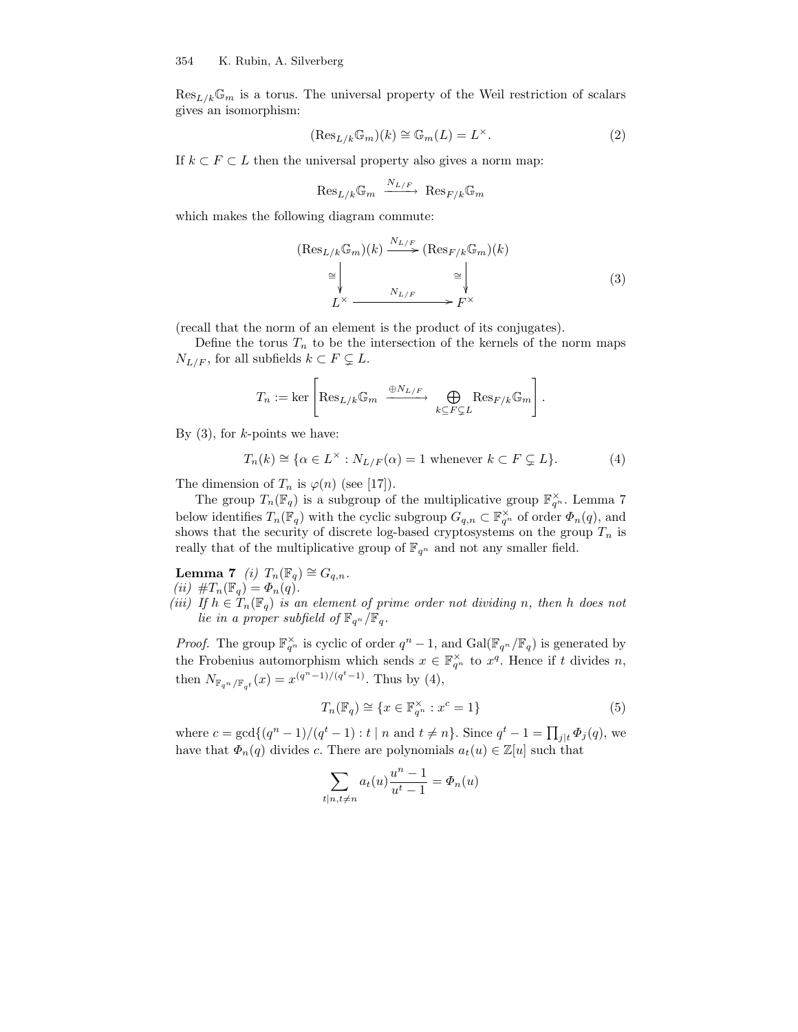$\mathrm{Res}_{L/k}\mathbb{G}_m$ is a torus. The universal property of the Weil restriction of scalars gives an isomorphism:

$$(\mathrm{Res}_{L/k}\mathbb{G}_m)(k) \cong \mathbb{G}_m(L) = L^\times. \tag{2}$$

If $k \subset F \subset L$ then the universal property also gives a norm map:

$$\mathrm{Res}_{L/k}\mathbb{G}_m \xrightarrow{N_{L/F}} \mathrm{Res}_{F/k}\mathbb{G}_m$$

which makes the following diagram commute:

$$\begin{array}{ccc} (\mathrm{Res}_{L/k}\mathbb{G}_m)(k) & \xrightarrow{N_{L/F}} & (\mathrm{Res}_{F/k}\mathbb{G}_m)(k) \\ \cong\downarrow & & \cong\downarrow \\ L^\times & \xrightarrow{N_{L/F}} & F^\times \end{array} \tag{3}$$

(recall that the norm of an element is the product of its conjugates).

Define the torus $T_n$ to be the intersection of the kernels of the norm maps $N_{L/F}$, for all subfields $k \subset F \subsetneq L$.

$$T_n := \ker\left[\mathrm{Res}_{L/k}\mathbb{G}_m \xrightarrow{\oplus N_{L/F}} \bigoplus_{k \subseteq F \subsetneq L} \mathrm{Res}_{F/k}\mathbb{G}_m\right].$$

By (3), for $k$-points we have:

$$T_n(k) \cong \{\alpha \in L^\times : N_{L/F}(\alpha) = 1 \text{ whenever } k \subset F \subsetneq L\}. \tag{4}$$

The dimension of $T_n$ is $\varphi(n)$ (see [17]).

The group $T_n(\mathbb{F}_q)$ is a subgroup of the multiplicative group $\mathbb{F}_{q^n}^\times$. Lemma 7 below identifies $T_n(\mathbb{F}_q)$ with the cyclic subgroup $G_{q,n} \subset \mathbb{F}_{q^n}^\times$ of order $\Phi_n(q)$, and shows that the security of discrete log-based cryptosystems on the group $T_n$ is really that of the multiplicative group of $\mathbb{F}_{q^n}$ and not any smaller field.

**Lemma 7** *(i)* $T_n(\mathbb{F}_q) \cong G_{q,n}$.
*(ii)* $\#T_n(\mathbb{F}_q) = \Phi_n(q)$.
*(iii) If $h \in T_n(\mathbb{F}_q)$ is an element of prime order not dividing $n$, then $h$ does not lie in a proper subfield of $\mathbb{F}_{q^n}/\mathbb{F}_q$.*

*Proof.* The group $\mathbb{F}_{q^n}^\times$ is cyclic of order $q^n - 1$, and $\mathrm{Gal}(\mathbb{F}_{q^n}/\mathbb{F}_q)$ is generated by the Frobenius automorphism which sends $x \in \mathbb{F}_{q^n}^\times$ to $x^q$. Hence if $t$ divides $n$, then $N_{\mathbb{F}_{q^n}/\mathbb{F}_{q^t}}(x) = x^{(q^n-1)/(q^t-1)}$. Thus by (4),

$$T_n(\mathbb{F}_q) \cong \{x \in \mathbb{F}_{q^n}^\times : x^c = 1\} \tag{5}$$

where $c = \gcd\{(q^n-1)/(q^t-1) : t \mid n \text{ and } t \neq n\}$. Since $q^t - 1 = \prod_{j \mid t} \Phi_j(q)$, we have that $\Phi_n(q)$ divides $c$. There are polynomials $a_t(u) \in \mathbb{Z}[u]$ such that

$$\sum_{t \mid n, t \neq n} a_t(u) \frac{u^n - 1}{u^t - 1} = \Phi_n(u)$$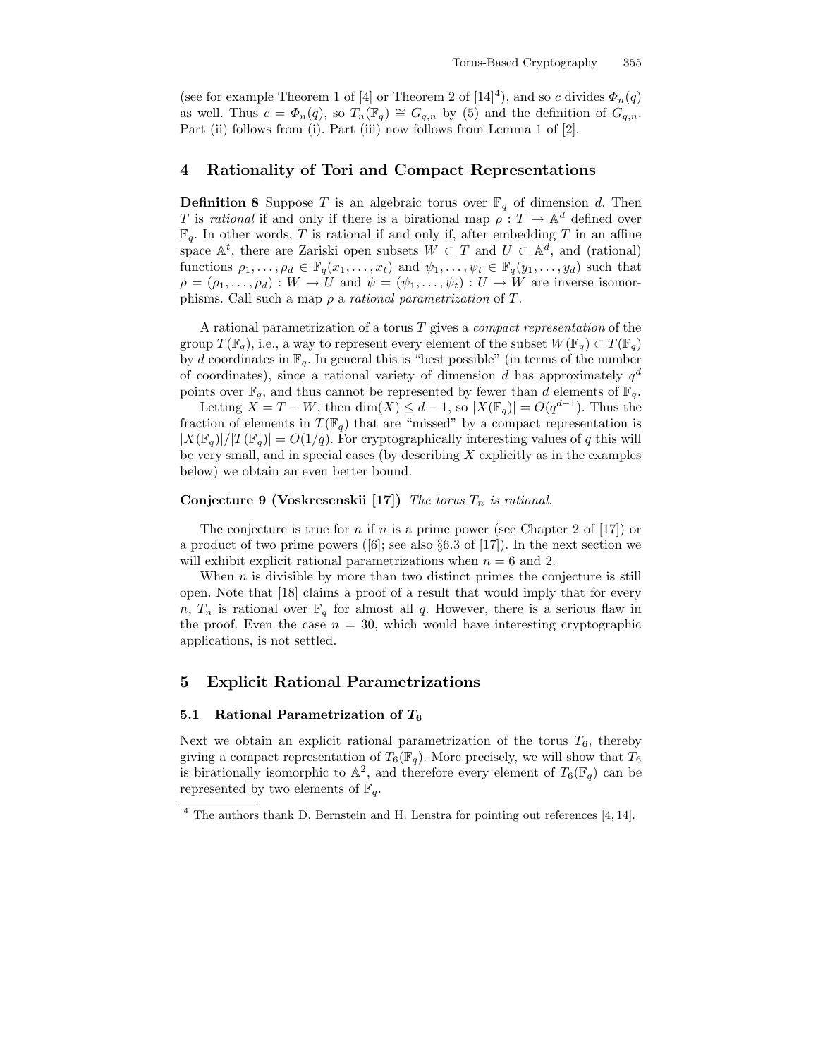(see for example Theorem 1 of [4] or Theorem 2 of [14][4]), and so $c$ divides $\Phi_n(q)$ as well. Thus $c = \Phi_n(q)$, so $T_n(\mathbb{F}_q) \cong G_{q,n}$ by (5) and the definition of $G_{q,n}$. Part (ii) follows from (i). Part (iii) now follows from Lemma 1 of [2].

## 4 Rationality of Tori and Compact Representations

**Definition 8** Suppose $T$ is an algebraic torus over $\mathbb{F}_q$ of dimension $d$. Then $T$ is *rational* if and only if there is a birational map $\rho : T \to \mathbb{A}^d$ defined over $\mathbb{F}_q$. In other words, $T$ is rational if and only if, after embedding $T$ in an affine space $\mathbb{A}^t$, there are Zariski open subsets $W \subset T$ and $U \subset \mathbb{A}^d$, and (rational) functions $\rho_1, \ldots, \rho_d \in \mathbb{F}_q(x_1, \ldots, x_t)$ and $\psi_1, \ldots, \psi_t \in \mathbb{F}_q(y_1, \ldots, y_d)$ such that $\rho = (\rho_1, \ldots, \rho_d) : W \to U$ and $\psi = (\psi_1, \ldots, \psi_t) : U \to W$ are inverse isomorphisms. Call such a map $\rho$ a *rational parametrization* of $T$.

A rational parametrization of a torus $T$ gives a *compact representation* of the group $T(\mathbb{F}_q)$, i.e., a way to represent every element of the subset $W(\mathbb{F}_q) \subset T(\mathbb{F}_q)$ by $d$ coordinates in $\mathbb{F}_q$. In general this is "best possible" (in terms of the number of coordinates), since a rational variety of dimension $d$ has approximately $q^d$ points over $\mathbb{F}_q$, and thus cannot be represented by fewer than $d$ elements of $\mathbb{F}_q$.

Letting $X = T - W$, then $\dim(X) \leq d - 1$, so $|X(\mathbb{F}_q)| = O(q^{d-1})$. Thus the fraction of elements in $T(\mathbb{F}_q)$ that are "missed" by a compact representation is $|X(\mathbb{F}_q)|/|T(\mathbb{F}_q)| = O(1/q)$. For cryptographically interesting values of $q$ this will be very small, and in special cases (by describing $X$ explicitly as in the examples below) we obtain an even better bound.

**Conjecture 9 (Voskresenskii [17])** *The torus $T_n$ is rational.*

The conjecture is true for $n$ if $n$ is a prime power (see Chapter 2 of [17]) or a product of two prime powers ([6]; see also §6.3 of [17]). In the next section we will exhibit explicit rational parametrizations when $n = 6$ and 2.

When $n$ is divisible by more than two distinct primes the conjecture is still open. Note that [18] claims a proof of a result that would imply that for every $n$, $T_n$ is rational over $\mathbb{F}_q$ for almost all $q$. However, there is a serious flaw in the proof. Even the case $n = 30$, which would have interesting cryptographic applications, is not settled.

## 5 Explicit Rational Parametrizations

### 5.1 Rational Parametrization of $T_6$

Next we obtain an explicit rational parametrization of the torus $T_6$, thereby giving a compact representation of $T_6(\mathbb{F}_q)$. More precisely, we will show that $T_6$ is birationally isomorphic to $\mathbb{A}^2$, and therefore every element of $T_6(\mathbb{F}_q)$ can be represented by two elements of $\mathbb{F}_q$.

---

[4] The authors thank D. Bernstein and H. Lenstra for pointing out references [4, 14].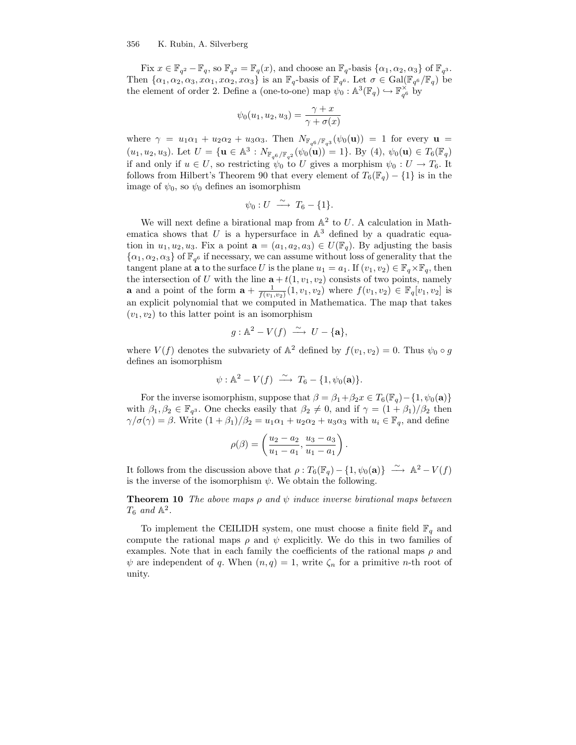Fix $x \in \mathbb{F}_{q^2} - \mathbb{F}_q$, so $\mathbb{F}_{q^2} = \mathbb{F}_q(x)$, and choose an $\mathbb{F}_q$-basis $\{\alpha_1, \alpha_2, \alpha_3\}$ of $\mathbb{F}_{q^3}$. Then $\{\alpha_1, \alpha_2, \alpha_3, x\alpha_1, x\alpha_2, x\alpha_3\}$ is an $\mathbb{F}_q$-basis of $\mathbb{F}_{q^6}$. Let $\sigma \in \mathrm{Gal}(\mathbb{F}_{q^6}/\mathbb{F}_q)$ be the element of order 2. Define a (one-to-one) map $\psi_0 : \mathbb{A}^3(\mathbb{F}_q) \hookrightarrow \mathbb{F}_{q^6}^\times$ by

$$\psi_0(u_1, u_2, u_3) = \frac{\gamma + x}{\gamma + \sigma(x)}$$

where $\gamma = u_1\alpha_1 + u_2\alpha_2 + u_3\alpha_3$. Then $N_{\mathbb{F}_{q^6}/\mathbb{F}_{q^3}}(\psi_0(\mathbf{u})) = 1$ for every $\mathbf{u} = (u_1, u_2, u_3)$. Let $U = \{\mathbf{u} \in \mathbb{A}^3 : N_{\mathbb{F}_{q^6}/\mathbb{F}_{q^2}}(\psi_0(\mathbf{u})) = 1\}$. By (4), $\psi_0(\mathbf{u}) \in T_6(\mathbb{F}_q)$ if and only if $u \in U$, so restricting $\psi_0$ to $U$ gives a morphism $\psi_0 : U \to T_6$. It follows from Hilbert's Theorem 90 that every element of $T_6(\mathbb{F}_q) - \{1\}$ is in the image of $\psi_0$, so $\psi_0$ defines an isomorphism

$$\psi_0 : U \xrightarrow{\ \sim\ } T_6 - \{1\}.$$

We will next define a birational map from $\mathbb{A}^2$ to $U$. A calculation in Mathematica shows that $U$ is a hypersurface in $\mathbb{A}^3$ defined by a quadratic equation in $u_1, u_2, u_3$. Fix a point $\mathbf{a} = (a_1, a_2, a_3) \in U(\mathbb{F}_q)$. By adjusting the basis $\{\alpha_1, \alpha_2, \alpha_3\}$ of $\mathbb{F}_{q^6}$ if necessary, we can assume without loss of generality that the tangent plane at $\mathbf{a}$ to the surface $U$ is the plane $u_1 = a_1$. If $(v_1, v_2) \in \mathbb{F}_q \times \mathbb{F}_q$, then the intersection of $U$ with the line $\mathbf{a} + t(1, v_1, v_2)$ consists of two points, namely $\mathbf{a}$ and a point of the form $\mathbf{a} + \frac{1}{f(v_1,v_2)}(1, v_1, v_2)$ where $f(v_1, v_2) \in \mathbb{F}_q[v_1, v_2]$ is an explicit polynomial that we computed in Mathematica. The map that takes $(v_1, v_2)$ to this latter point is an isomorphism

$$g : \mathbb{A}^2 - V(f) \xrightarrow{\ \sim\ } U - \{\mathbf{a}\},$$

where $V(f)$ denotes the subvariety of $\mathbb{A}^2$ defined by $f(v_1, v_2) = 0$. Thus $\psi_0 \circ g$ defines an isomorphism

$$\psi : \mathbb{A}^2 - V(f) \xrightarrow{\ \sim\ } T_6 - \{1, \psi_0(\mathbf{a})\}.$$

For the inverse isomorphism, suppose that $\beta = \beta_1 + \beta_2 x \in T_6(\mathbb{F}_q) - \{1, \psi_0(\mathbf{a})\}$ with $\beta_1, \beta_2 \in \mathbb{F}_{q^3}$. One checks easily that $\beta_2 \neq 0$, and if $\gamma = (1 + \beta_1)/\beta_2$ then $\gamma/\sigma(\gamma) = \beta$. Write $(1 + \beta_1)/\beta_2 = u_1\alpha_1 + u_2\alpha_2 + u_3\alpha_3$ with $u_i \in \mathbb{F}_q$, and define

$$\rho(\beta) = \left( \frac{u_2 - a_2}{u_1 - a_1}, \frac{u_3 - a_3}{u_1 - a_1} \right).$$

It follows from the discussion above that $\rho : T_6(\mathbb{F}_q) - \{1, \psi_0(\mathbf{a})\} \xrightarrow{\ \sim\ } \mathbb{A}^2 - V(f)$ is the inverse of the isomorphism $\psi$. We obtain the following.

**Theorem 10** *The above maps $\rho$ and $\psi$ induce inverse birational maps between $T_6$ and $\mathbb{A}^2$.*

To implement the CEILIDH system, one must choose a finite field $\mathbb{F}_q$ and compute the rational maps $\rho$ and $\psi$ explicitly. We do this in two families of examples. Note that in each family the coefficients of the rational maps $\rho$ and $\psi$ are independent of $q$. When $(n, q) = 1$, write $\zeta_n$ for a primitive $n$-th root of unity.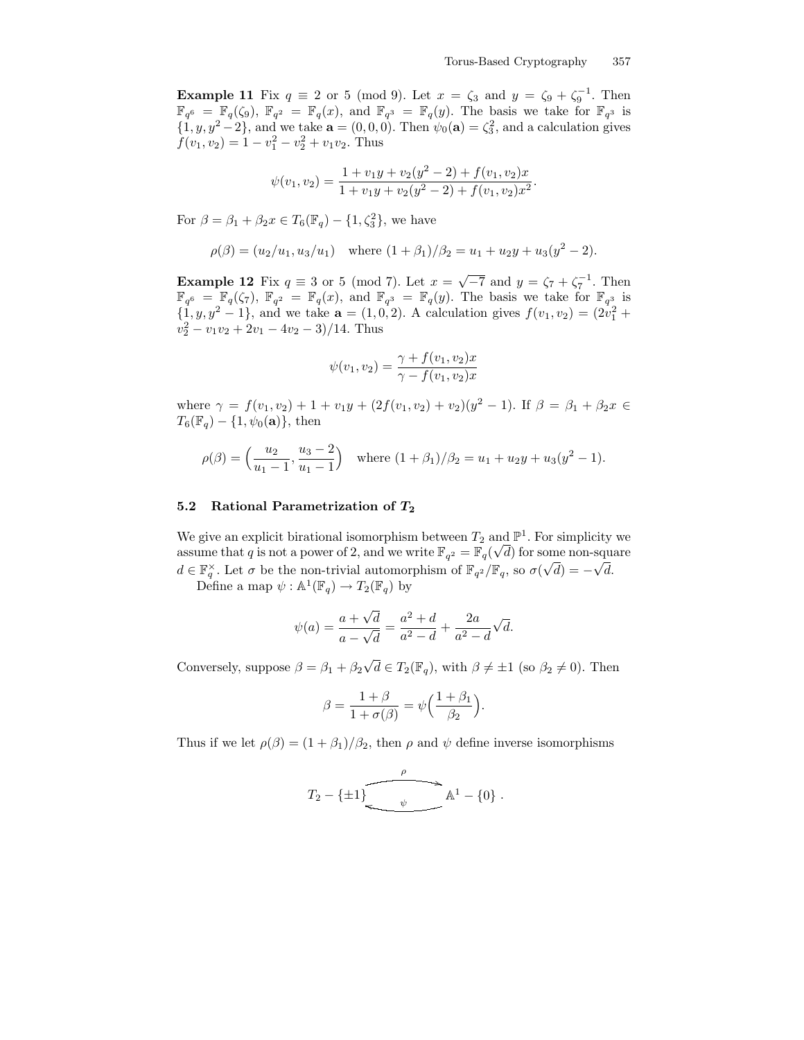**Example 11** Fix $q \equiv 2$ or $5 \pmod 9$. Let $x = \zeta_3$ and $y = \zeta_9 + \zeta_9^{-1}$. Then $\mathbb{F}_{q^6} = \mathbb{F}_q(\zeta_9)$, $\mathbb{F}_{q^2} = \mathbb{F}_q(x)$, and $\mathbb{F}_{q^3} = \mathbb{F}_q(y)$. The basis we take for $\mathbb{F}_{q^3}$ is $\{1, y, y^2 - 2\}$, and we take $\mathbf{a} = (0,0,0)$. Then $\psi_0(\mathbf{a}) = \zeta_3^2$, and a calculation gives $f(v_1, v_2) = 1 - v_1^2 - v_2^2 + v_1 v_2$. Thus

$$\psi(v_1, v_2) = \frac{1 + v_1 y + v_2(y^2 - 2) + f(v_1, v_2)x}{1 + v_1 y + v_2(y^2 - 2) + f(v_1, v_2)x^2}.$$

For $\beta = \beta_1 + \beta_2 x \in T_6(\mathbb{F}_q) - \{1, \zeta_3^2\}$, we have

$$\rho(\beta) = (u_2/u_1, u_3/u_1) \quad \text{where } (1 + \beta_1)/\beta_2 = u_1 + u_2 y + u_3(y^2 - 2).$$

**Example 12** Fix $q \equiv 3$ or $5 \pmod 7$. Let $x = \sqrt{-7}$ and $y = \zeta_7 + \zeta_7^{-1}$. Then $\mathbb{F}_{q^6} = \mathbb{F}_q(\zeta_7)$, $\mathbb{F}_{q^2} = \mathbb{F}_q(x)$, and $\mathbb{F}_{q^3} = \mathbb{F}_q(y)$. The basis we take for $\mathbb{F}_{q^3}$ is $\{1, y, y^2 - 1\}$, and we take $\mathbf{a} = (1, 0, 2)$. A calculation gives $f(v_1, v_2) = (2v_1^2 + v_2^2 - v_1 v_2 + 2v_1 - 4v_2 - 3)/14$. Thus

$$\psi(v_1, v_2) = \frac{\gamma + f(v_1, v_2)x}{\gamma - f(v_1, v_2)x}$$

where $\gamma = f(v_1, v_2) + 1 + v_1 y + (2f(v_1, v_2) + v_2)(y^2 - 1)$. If $\beta = \beta_1 + \beta_2 x \in T_6(\mathbb{F}_q) - \{1, \psi_0(\mathbf{a})\}$, then

$$\rho(\beta) = \Big(\frac{u_2}{u_1 - 1}, \frac{u_3 - 2}{u_1 - 1}\Big) \quad \text{where } (1 + \beta_1)/\beta_2 = u_1 + u_2 y + u_3(y^2 - 1).$$

### 5.2 Rational Parametrization of $T_2$

We give an explicit birational isomorphism between $T_2$ and $\mathbb{P}^1$. For simplicity we assume that $q$ is not a power of 2, and we write $\mathbb{F}_{q^2} = \mathbb{F}_q(\sqrt{d})$ for some non-square $d \in \mathbb{F}_q^\times$. Let $\sigma$ be the non-trivial automorphism of $\mathbb{F}_{q^2}/\mathbb{F}_q$, so $\sigma(\sqrt{d}) = -\sqrt{d}$.

Define a map $\psi : \mathbb{A}^1(\mathbb{F}_q) \to T_2(\mathbb{F}_q)$ by

$$\psi(a) = \frac{a + \sqrt{d}}{a - \sqrt{d}} = \frac{a^2 + d}{a^2 - d} + \frac{2a}{a^2 - d}\sqrt{d}.$$

Conversely, suppose $\beta = \beta_1 + \beta_2\sqrt{d} \in T_2(\mathbb{F}_q)$, with $\beta \neq \pm 1$ (so $\beta_2 \neq 0$). Then

$$\beta = \frac{1 + \beta}{1 + \sigma(\beta)} = \psi\Big(\frac{1 + \beta_1}{\beta_2}\Big).$$

Thus if we let $\rho(\beta) = (1 + \beta_1)/\beta_2$, then $\rho$ and $\psi$ define inverse isomorphisms

$$T_2 - \{\pm 1\} \underset{\psi}{\overset{\rho}{\rightleftarrows}} \mathbb{A}^1 - \{0\}.$$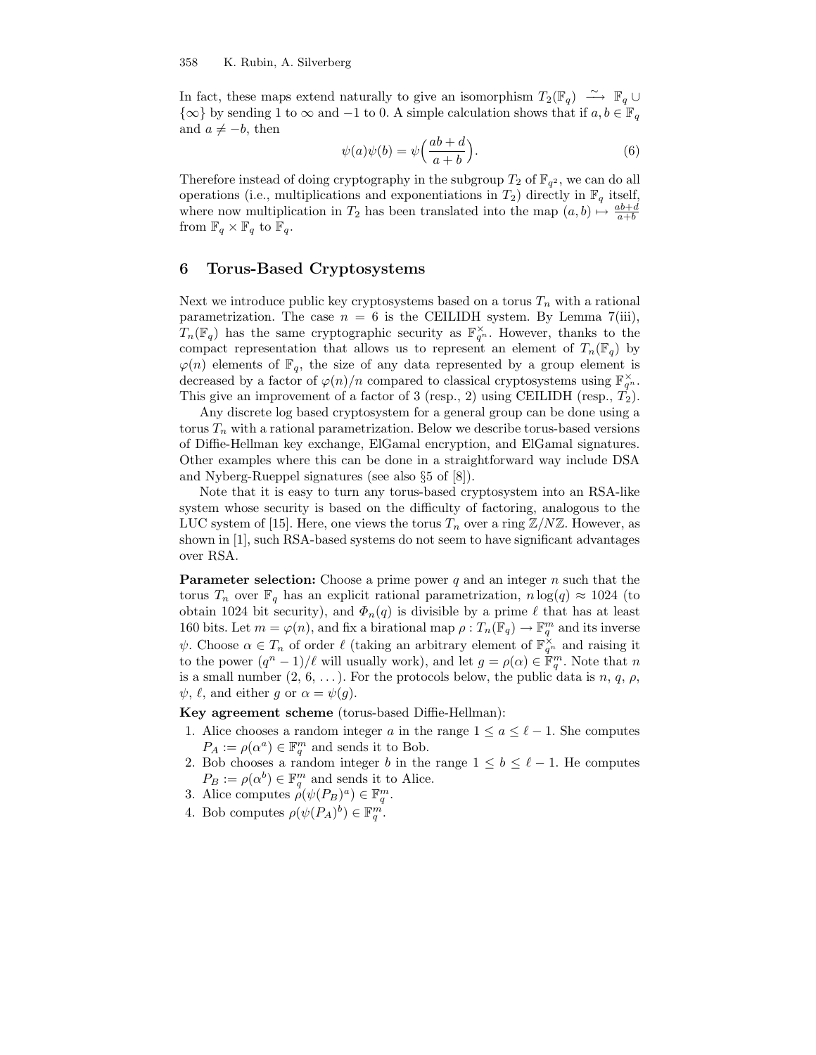In fact, these maps extend naturally to give an isomorphism $T_2(\mathbb{F}_q) \xrightarrow{\sim} \mathbb{F}_q \cup \{\infty\}$ by sending 1 to $\infty$ and $-1$ to 0. A simple calculation shows that if $a, b \in \mathbb{F}_q$ and $a \neq -b$, then

$$\psi(a)\psi(b) = \psi\Big(\frac{ab+d}{a+b}\Big). \tag{6}$$

Therefore instead of doing cryptography in the subgroup $T_2$ of $\mathbb{F}_{q^2}$, we can do all operations (i.e., multiplications and exponentiations in $T_2$) directly in $\mathbb{F}_q$ itself, where now multiplication in $T_2$ has been translated into the map $(a,b) \mapsto \frac{ab+d}{a+b}$ from $\mathbb{F}_q \times \mathbb{F}_q$ to $\mathbb{F}_q$.

## 6 Torus-Based Cryptosystems

Next we introduce public key cryptosystems based on a torus $T_n$ with a rational parametrization. The case $n = 6$ is the CEILIDH system. By Lemma 7(iii), $T_n(\mathbb{F}_q)$ has the same cryptographic security as $\mathbb{F}_{q^n}^\times$. However, thanks to the compact representation that allows us to represent an element of $T_n(\mathbb{F}_q)$ by $\varphi(n)$ elements of $\mathbb{F}_q$, the size of any data represented by a group element is decreased by a factor of $\varphi(n)/n$ compared to classical cryptosystems using $\mathbb{F}_{q^n}^\times$. This give an improvement of a factor of 3 (resp., 2) using CEILIDH (resp., $T_2$).

Any discrete log based cryptosystem for a general group can be done using a torus $T_n$ with a rational parametrization. Below we describe torus-based versions of Diffie-Hellman key exchange, ElGamal encryption, and ElGamal signatures. Other examples where this can be done in a straightforward way include DSA and Nyberg-Rueppel signatures (see also §5 of [8]).

Note that it is easy to turn any torus-based cryptosystem into an RSA-like system whose security is based on the difficulty of factoring, analogous to the LUC system of [15]. Here, one views the torus $T_n$ over a ring $\mathbb{Z}/N\mathbb{Z}$. However, as shown in [1], such RSA-based systems do not seem to have significant advantages over RSA.

**Parameter selection:** Choose a prime power $q$ and an integer $n$ such that the torus $T_n$ over $\mathbb{F}_q$ has an explicit rational parametrization, $n \log(q) \approx 1024$ (to obtain 1024 bit security), and $\Phi_n(q)$ is divisible by a prime $\ell$ that has at least 160 bits. Let $m = \varphi(n)$, and fix a birational map $\rho : T_n(\mathbb{F}_q) \to \mathbb{F}_q^m$ and its inverse $\psi$. Choose $\alpha \in T_n$ of order $\ell$ (taking an arbitrary element of $\mathbb{F}_{q^n}^\times$ and raising it to the power $(q^n-1)/\ell$ will usually work), and let $g = \rho(\alpha) \in \mathbb{F}_q^m$. Note that $n$ is a small number $(2, 6, \ldots)$. For the protocols below, the public data is $n$, $q$, $\rho$, $\psi$, $\ell$, and either $g$ or $\alpha = \psi(g)$.

**Key agreement scheme** (torus-based Diffie-Hellman):

1. Alice chooses a random integer $a$ in the range $1 \le a \le \ell - 1$. She computes $P_A := \rho(\alpha^a) \in \mathbb{F}_q^m$ and sends it to Bob.
2. Bob chooses a random integer $b$ in the range $1 \le b \le \ell - 1$. He computes $P_B := \rho(\alpha^b) \in \mathbb{F}_q^m$ and sends it to Alice.
3. Alice computes $\rho(\psi(P_B)^a) \in \mathbb{F}_q^m$.
4. Bob computes $\rho(\psi(P_A)^b) \in \mathbb{F}_q^m$.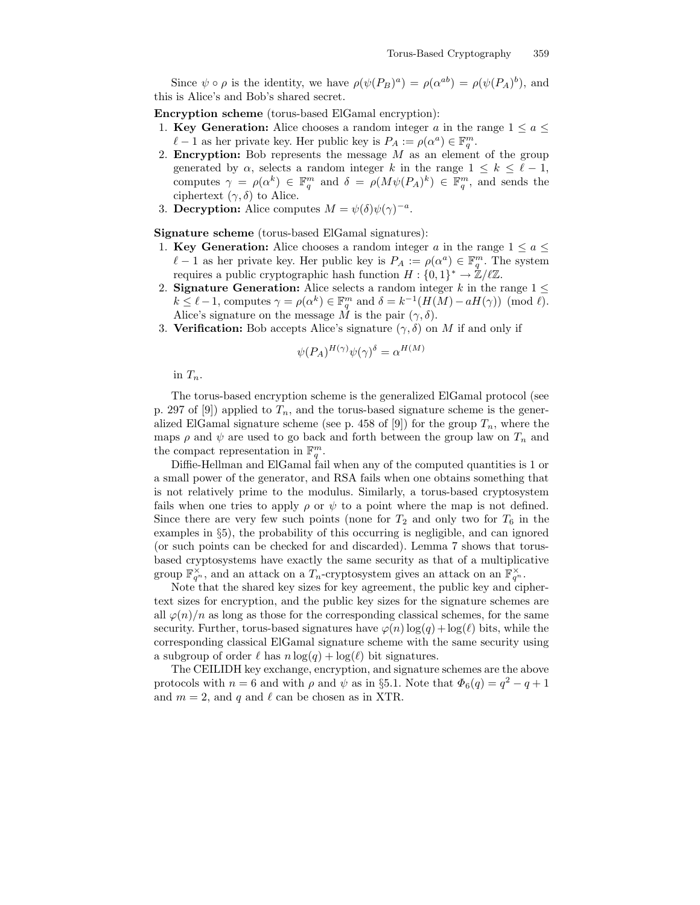Since $\psi \circ \rho$ is the identity, we have $\rho(\psi(P_B)^a) = \rho(\alpha^{ab}) = \rho(\psi(P_A)^b)$, and this is Alice's and Bob's shared secret.

**Encryption scheme** (torus-based ElGamal encryption):

1. **Key Generation:** Alice chooses a random integer $a$ in the range $1 \leq a \leq \ell - 1$ as her private key. Her public key is $P_A := \rho(\alpha^a) \in \mathbb{F}_q^m$.
2. **Encryption:** Bob represents the message $M$ as an element of the group generated by $\alpha$, selects a random integer $k$ in the range $1 \leq k \leq \ell - 1$, computes $\gamma = \rho(\alpha^k) \in \mathbb{F}_q^m$ and $\delta = \rho(M\psi(P_A)^k) \in \mathbb{F}_q^m$, and sends the ciphertext $(\gamma, \delta)$ to Alice.
3. **Decryption:** Alice computes $M = \psi(\delta)\psi(\gamma)^{-a}$.

**Signature scheme** (torus-based ElGamal signatures):

1. **Key Generation:** Alice chooses a random integer $a$ in the range $1 \leq a \leq \ell - 1$ as her private key. Her public key is $P_A := \rho(\alpha^a) \in \mathbb{F}_q^m$. The system requires a public cryptographic hash function $H : \{0,1\}^* \to \mathbb{Z}/\ell\mathbb{Z}$.
2. **Signature Generation:** Alice selects a random integer $k$ in the range $1 \leq k \leq \ell - 1$, computes $\gamma = \rho(\alpha^k) \in \mathbb{F}_q^m$ and $\delta = k^{-1}(H(M) - aH(\gamma)) \pmod{\ell}$. Alice's signature on the message $M$ is the pair $(\gamma, \delta)$.
3. **Verification:** Bob accepts Alice's signature $(\gamma, \delta)$ on $M$ if and only if
$$\psi(P_A)^{H(\gamma)}\psi(\gamma)^{\delta} = \alpha^{H(M)}$$
in $T_n$.

The torus-based encryption scheme is the generalized ElGamal protocol (see p. 297 of [9]) applied to $T_n$, and the torus-based signature scheme is the generalized ElGamal signature scheme (see p. 458 of [9]) for the group $T_n$, where the maps $\rho$ and $\psi$ are used to go back and forth between the group law on $T_n$ and the compact representation in $\mathbb{F}_q^m$.

Diffie-Hellman and ElGamal fail when any of the computed quantities is 1 or a small power of the generator, and RSA fails when one obtains something that is not relatively prime to the modulus. Similarly, a torus-based cryptosystem fails when one tries to apply $\rho$ or $\psi$ to a point where the map is not defined. Since there are very few such points (none for $T_2$ and only two for $T_6$ in the examples in §5), the probability of this occurring is negligible, and can ignored (or such points can be checked for and discarded). Lemma 7 shows that torus-based cryptosystems have exactly the same security as that of a multiplicative group $\mathbb{F}_{q^n}^\times$, and an attack on a $T_n$-cryptosystem gives an attack on an $\mathbb{F}_{q^n}^\times$.

Note that the shared key sizes for key agreement, the public key and ciphertext sizes for encryption, and the public key sizes for the signature schemes are all $\varphi(n)/n$ as long as those for the corresponding classical schemes, for the same security. Further, torus-based signatures have $\varphi(n)\log(q) + \log(\ell)$ bits, while the corresponding classical ElGamal signature scheme with the same security using a subgroup of order $\ell$ has $n\log(q) + \log(\ell)$ bit signatures.

The CEILIDH key exchange, encryption, and signature schemes are the above protocols with $n = 6$ and with $\rho$ and $\psi$ as in §5.1. Note that $\Phi_6(q) = q^2 - q + 1$ and $m = 2$, and $q$ and $\ell$ can be chosen as in XTR.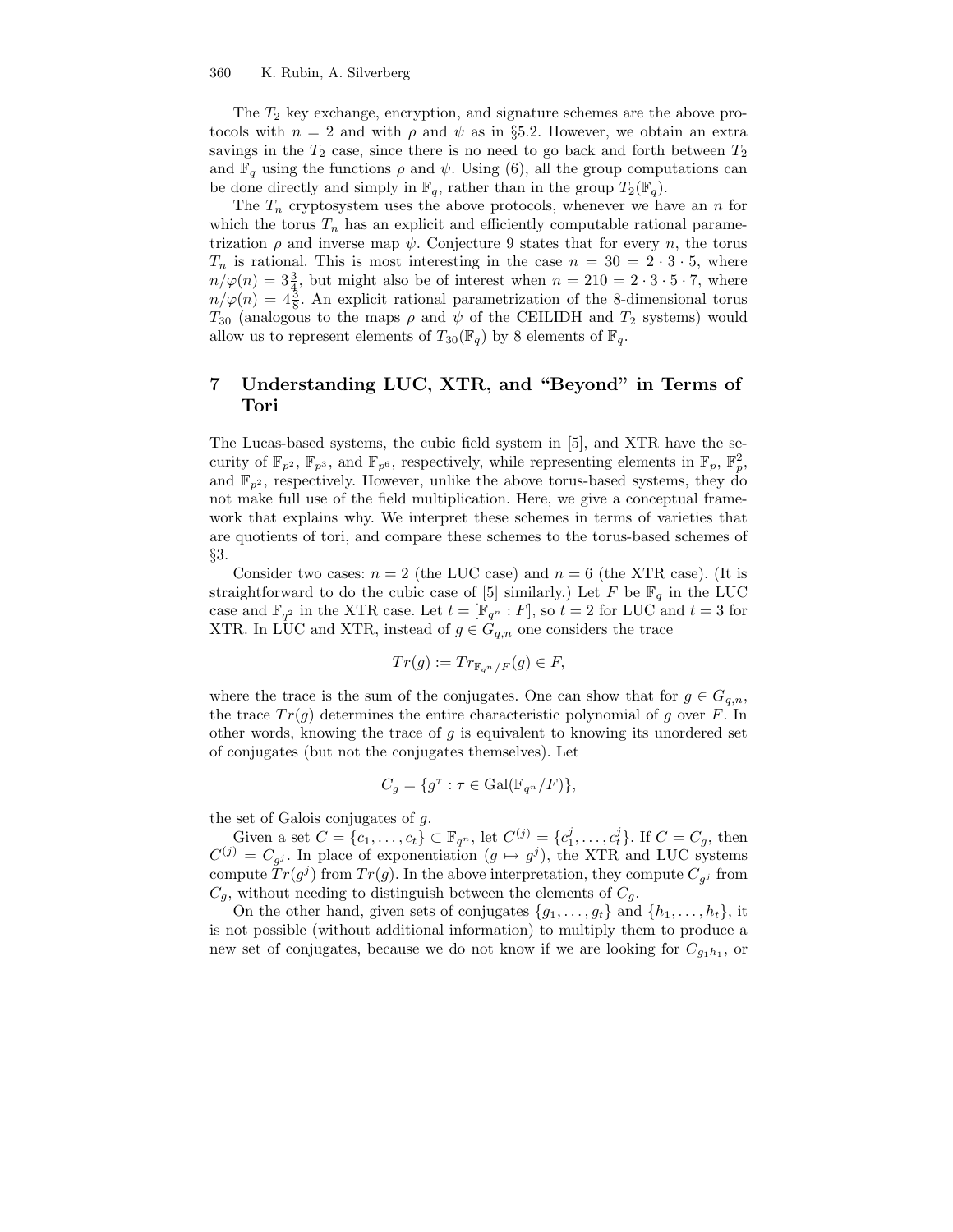The $T_2$ key exchange, encryption, and signature schemes are the above protocols with $n = 2$ and with $\rho$ and $\psi$ as in §5.2. However, we obtain an extra savings in the $T_2$ case, since there is no need to go back and forth between $T_2$ and $\mathbb{F}_q$ using the functions $\rho$ and $\psi$. Using (6), all the group computations can be done directly and simply in $\mathbb{F}_q$, rather than in the group $T_2(\mathbb{F}_q)$.

The $T_n$ cryptosystem uses the above protocols, whenever we have an $n$ for which the torus $T_n$ has an explicit and efficiently computable rational parametrization $\rho$ and inverse map $\psi$. Conjecture 9 states that for every $n$, the torus $T_n$ is rational. This is most interesting in the case $n = 30 = 2 \cdot 3 \cdot 5$, where $n/\varphi(n) = 3\frac{3}{4}$, but might also be of interest when $n = 210 = 2 \cdot 3 \cdot 5 \cdot 7$, where $n/\varphi(n) = 4\frac{3}{8}$. An explicit rational parametrization of the 8-dimensional torus $T_{30}$ (analogous to the maps $\rho$ and $\psi$ of the CEILIDH and $T_2$ systems) would allow us to represent elements of $T_{30}(\mathbb{F}_q)$ by 8 elements of $\mathbb{F}_q$.

## 7 Understanding LUC, XTR, and "Beyond" in Terms of Tori

The Lucas-based systems, the cubic field system in [5], and XTR have the security of $\mathbb{F}_{p^2}$, $\mathbb{F}_{p^3}$, and $\mathbb{F}_{p^6}$, respectively, while representing elements in $\mathbb{F}_p$, $\mathbb{F}_p^2$, and $\mathbb{F}_{p^2}$, respectively. However, unlike the above torus-based systems, they do not make full use of the field multiplication. Here, we give a conceptual framework that explains why. We interpret these schemes in terms of varieties that are quotients of tori, and compare these schemes to the torus-based schemes of §3.

Consider two cases: $n = 2$ (the LUC case) and $n = 6$ (the XTR case). (It is straightforward to do the cubic case of [5] similarly.) Let $F$ be $\mathbb{F}_q$ in the LUC case and $\mathbb{F}_{q^2}$ in the XTR case. Let $t = [\mathbb{F}_{q^n} : F]$, so $t = 2$ for LUC and $t = 3$ for XTR. In LUC and XTR, instead of $g \in G_{q,n}$ one considers the trace

$$Tr(g) := Tr_{\mathbb{F}_{q^n}/F}(g) \in F,$$

where the trace is the sum of the conjugates. One can show that for $g \in G_{q,n}$, the trace $Tr(g)$ determines the entire characteristic polynomial of $g$ over $F$. In other words, knowing the trace of $g$ is equivalent to knowing its unordered set of conjugates (but not the conjugates themselves). Let

$$C_g = \{g^\tau : \tau \in \mathrm{Gal}(\mathbb{F}_{q^n}/F)\},$$

the set of Galois conjugates of $g$.

Given a set $C = \{c_1, \ldots, c_t\} \subset \mathbb{F}_{q^n}$, let $C^{(j)} = \{c_1^j, \ldots, c_t^j\}$. If $C = C_g$, then $C^{(j)} = C_{g^j}$. In place of exponentiation ($g \mapsto g^j$), the XTR and LUC systems compute $Tr(g^j)$ from $Tr(g)$. In the above interpretation, they compute $C_{g^j}$ from $C_g$, without needing to distinguish between the elements of $C_g$.

On the other hand, given sets of conjugates $\{g_1, \ldots, g_t\}$ and $\{h_1, \ldots, h_t\}$, it is not possible (without additional information) to multiply them to produce a new set of conjugates, because we do not know if we are looking for $C_{g_1 h_1}$, or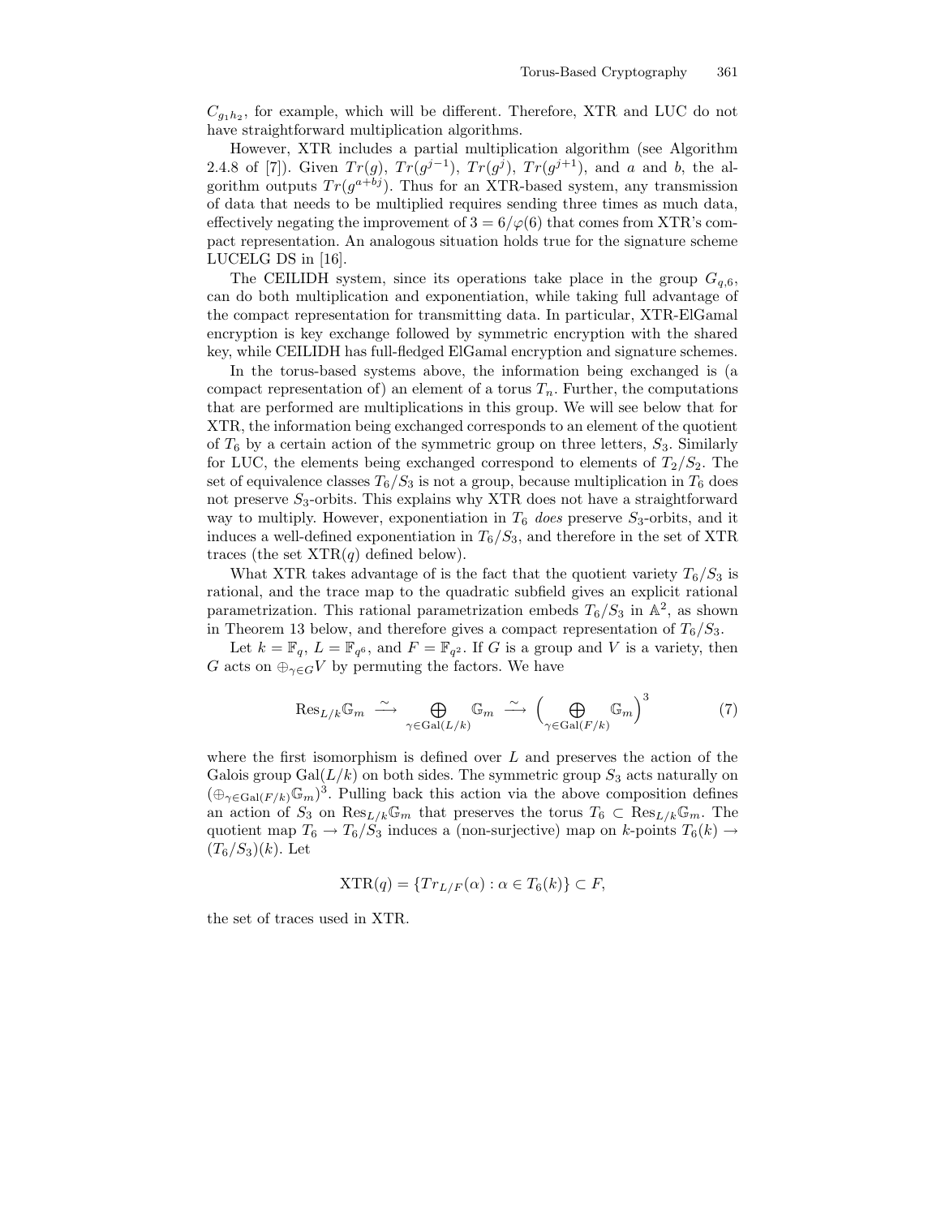$C_{g_1 h_2}$, for example, which will be different. Therefore, XTR and LUC do not have straightforward multiplication algorithms.

However, XTR includes a partial multiplication algorithm (see Algorithm 2.4.8 of [7]). Given $Tr(g)$, $Tr(g^{j-1})$, $Tr(g^j)$, $Tr(g^{j+1})$, and $a$ and $b$, the algorithm outputs $Tr(g^{a+bj})$. Thus for an XTR-based system, any transmission of data that needs to be multiplied requires sending three times as much data, effectively negating the improvement of $3 = 6/\varphi(6)$ that comes from XTR's compact representation. An analogous situation holds true for the signature scheme LUCELG DS in [16].

The CEILIDH system, since its operations take place in the group $G_{q,6}$, can do both multiplication and exponentiation, while taking full advantage of the compact representation for transmitting data. In particular, XTR-ElGamal encryption is key exchange followed by symmetric encryption with the shared key, while CEILIDH has full-fledged ElGamal encryption and signature schemes.

In the torus-based systems above, the information being exchanged is (a compact representation of) an element of a torus $T_n$. Further, the computations that are performed are multiplications in this group. We will see below that for XTR, the information being exchanged corresponds to an element of the quotient of $T_6$ by a certain action of the symmetric group on three letters, $S_3$. Similarly for LUC, the elements being exchanged correspond to elements of $T_2/S_2$. The set of equivalence classes $T_6/S_3$ is not a group, because multiplication in $T_6$ does not preserve $S_3$-orbits. This explains why XTR does not have a straightforward way to multiply. However, exponentiation in $T_6$ *does* preserve $S_3$-orbits, and it induces a well-defined exponentiation in $T_6/S_3$, and therefore in the set of XTR traces (the set $\mathrm{XTR}(q)$ defined below).

What XTR takes advantage of is the fact that the quotient variety $T_6/S_3$ is rational, and the trace map to the quadratic subfield gives an explicit rational parametrization. This rational parametrization embeds $T_6/S_3$ in $\mathbb{A}^2$, as shown in Theorem 13 below, and therefore gives a compact representation of $T_6/S_3$.

Let $k = \mathbb{F}_q$, $L = \mathbb{F}_{q^6}$, and $F = \mathbb{F}_{q^2}$. If $G$ is a group and $V$ is a variety, then $G$ acts on $\oplus_{\gamma \in G} V$ by permuting the factors. We have

$$\mathrm{Res}_{L/k}\mathbb{G}_m \xrightarrow{\sim} \bigoplus_{\gamma \in \mathrm{Gal}(L/k)} \mathbb{G}_m \xrightarrow{\sim} \Big( \bigoplus_{\gamma \in \mathrm{Gal}(F/k)} \mathbb{G}_m \Big)^3 \tag{7}$$

where the first isomorphism is defined over $L$ and preserves the action of the Galois group $\mathrm{Gal}(L/k)$ on both sides. The symmetric group $S_3$ acts naturally on $(\oplus_{\gamma \in \mathrm{Gal}(F/k)} \mathbb{G}_m)^3$. Pulling back this action via the above composition defines an action of $S_3$ on $\mathrm{Res}_{L/k}\mathbb{G}_m$ that preserves the torus $T_6 \subset \mathrm{Res}_{L/k}\mathbb{G}_m$. The quotient map $T_6 \to T_6/S_3$ induces a (non-surjective) map on $k$-points $T_6(k) \to (T_6/S_3)(k)$. Let

$$\mathrm{XTR}(q) = \{Tr_{L/F}(\alpha) : \alpha \in T_6(k)\} \subset F,$$

the set of traces used in XTR.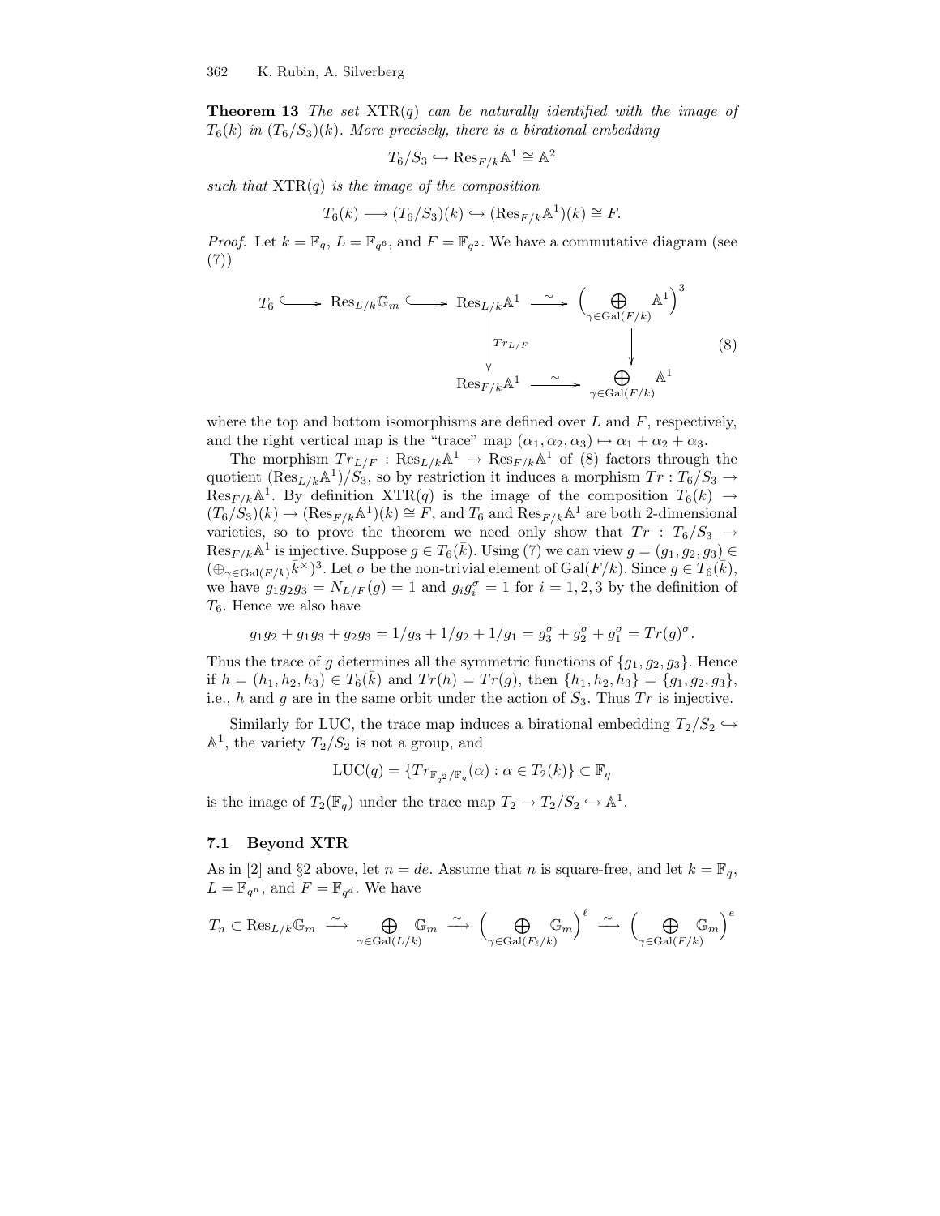**Theorem 13** *The set* $\mathrm{XTR}(q)$ *can be naturally identified with the image of* $T_6(k)$ *in* $(T_6/S_3)(k)$*. More precisely, there is a birational embedding*

$$T_6/S_3 \hookrightarrow \mathrm{Res}_{F/k}\mathbb{A}^1 \cong \mathbb{A}^2$$

*such that* $\mathrm{XTR}(q)$ *is the image of the composition*

$$T_6(k) \longrightarrow (T_6/S_3)(k) \hookrightarrow (\mathrm{Res}_{F/k}\mathbb{A}^1)(k) \cong F.$$

*Proof.* Let $k = \mathbb{F}_q$, $L = \mathbb{F}_{q^6}$, and $F = \mathbb{F}_{q^2}$. We have a commutative diagram (see (7))

$$\begin{array}{ccccccc} T_6 & \hookrightarrow & \mathrm{Res}_{L/k}\mathbb{G}_m & \hookrightarrow & \mathrm{Res}_{L/k}\mathbb{A}^1 & \xrightarrow{\sim} & \Big(\bigoplus_{\gamma\in \mathrm{Gal}(F/k)} \mathbb{A}^1\Big)^3 \\ & & & & \Big\downarrow {\scriptstyle Tr_{L/F}} & & \Big\downarrow \\ & & & & \mathrm{Res}_{F/k}\mathbb{A}^1 & \xrightarrow{\sim} & \bigoplus_{\gamma\in \mathrm{Gal}(F/k)} \mathbb{A}^1 \end{array} \qquad (8)$$

where the top and bottom isomorphisms are defined over $L$ and $F$, respectively, and the right vertical map is the "trace" map $(\alpha_1, \alpha_2, \alpha_3) \mapsto \alpha_1 + \alpha_2 + \alpha_3$.

The morphism $Tr_{L/F} : \mathrm{Res}_{L/k}\mathbb{A}^1 \to \mathrm{Res}_{F/k}\mathbb{A}^1$ of (8) factors through the quotient $(\mathrm{Res}_{L/k}\mathbb{A}^1)/S_3$, so by restriction it induces a morphism $Tr : T_6/S_3 \to \mathrm{Res}_{F/k}\mathbb{A}^1$. By definition $\mathrm{XTR}(q)$ is the image of the composition $T_6(k) \to (T_6/S_3)(k) \to (\mathrm{Res}_{F/k}\mathbb{A}^1)(k) \cong F$, and $T_6$ and $\mathrm{Res}_{F/k}\mathbb{A}^1$ are both 2-dimensional varieties, so to prove the theorem we need only show that $Tr : T_6/S_3 \to \mathrm{Res}_{F/k}\mathbb{A}^1$ is injective. Suppose $g \in T_6(\bar{k})$. Using (7) we can view $g = (g_1, g_2, g_3) \in (\oplus_{\gamma\in\mathrm{Gal}(F/k)}\bar{k}^\times)^3$. Let $\sigma$ be the non-trivial element of $\mathrm{Gal}(F/k)$. Since $g \in T_6(\bar{k})$, we have $g_1g_2g_3 = N_{L/F}(g) = 1$ and $g_ig_i^\sigma = 1$ for $i = 1, 2, 3$ by the definition of $T_6$. Hence we also have

$$g_1g_2 + g_1g_3 + g_2g_3 = 1/g_3 + 1/g_2 + 1/g_1 = g_3^\sigma + g_2^\sigma + g_1^\sigma = Tr(g)^\sigma.$$

Thus the trace of $g$ determines all the symmetric functions of $\{g_1, g_2, g_3\}$. Hence if $h = (h_1, h_2, h_3) \in T_6(\bar{k})$ and $Tr(h) = Tr(g)$, then $\{h_1, h_2, h_3\} = \{g_1, g_2, g_3\}$, i.e., $h$ and $g$ are in the same orbit under the action of $S_3$. Thus $Tr$ is injective.

Similarly for LUC, the trace map induces a birational embedding $T_2/S_2 \hookrightarrow \mathbb{A}^1$, the variety $T_2/S_2$ is not a group, and

$$\mathrm{LUC}(q) = \{Tr_{\mathbb{F}_{q^2}/\mathbb{F}_q}(\alpha) : \alpha \in T_2(k)\} \subset \mathbb{F}_q$$

is the image of $T_2(\mathbb{F}_q)$ under the trace map $T_2 \to T_2/S_2 \hookrightarrow \mathbb{A}^1$.

### 7.1 Beyond XTR

As in [2] and §2 above, let $n = de$. Assume that $n$ is square-free, and let $k = \mathbb{F}_q$, $L = \mathbb{F}_{q^n}$, and $F = \mathbb{F}_{q^d}$. We have

$$T_n \subset \mathrm{Res}_{L/k}\mathbb{G}_m \xrightarrow{\sim} \bigoplus_{\gamma\in\mathrm{Gal}(L/k)} \mathbb{G}_m \xrightarrow{\sim} \Big(\bigoplus_{\gamma\in\mathrm{Gal}(F_\ell/k)} \mathbb{G}_m\Big)^\ell \xrightarrow{\sim} \Big(\bigoplus_{\gamma\in\mathrm{Gal}(F/k)} \mathbb{G}_m\Big)^e$$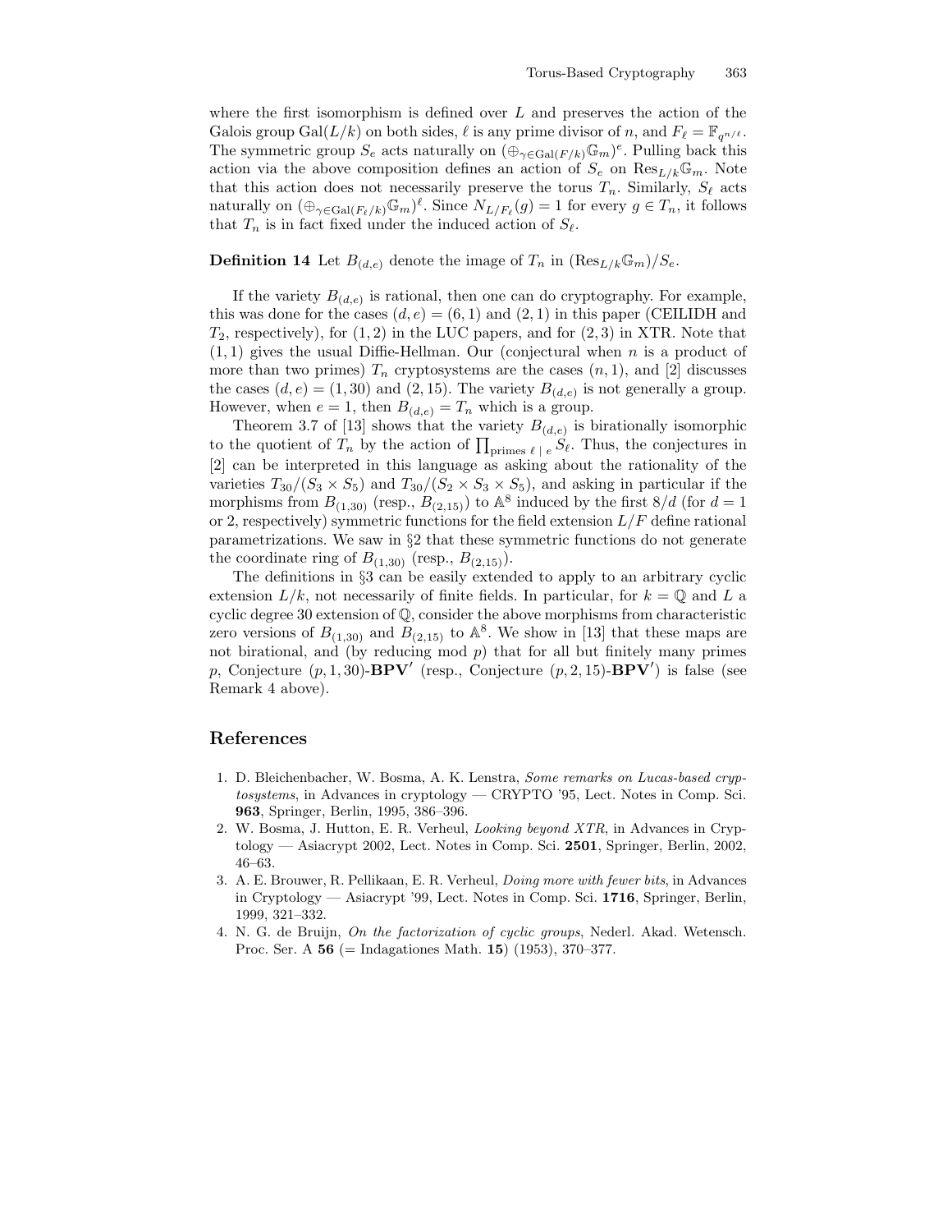where the first isomorphism is defined over $L$ and preserves the action of the Galois group $\mathrm{Gal}(L/k)$ on both sides, $\ell$ is any prime divisor of $n$, and $F_\ell = \mathbb{F}_{q^{n/\ell}}$. The symmetric group $S_e$ acts naturally on $(\oplus_{\gamma \in \mathrm{Gal}(F/k)} \mathbb{G}_m)^e$. Pulling back this action via the above composition defines an action of $S_e$ on $\mathrm{Res}_{L/k}\mathbb{G}_m$. Note that this action does not necessarily preserve the torus $T_n$. Similarly, $S_\ell$ acts naturally on $(\oplus_{\gamma \in \mathrm{Gal}(F_\ell/k)} \mathbb{G}_m)^\ell$. Since $N_{L/F_\ell}(g) = 1$ for every $g \in T_n$, it follows that $T_n$ is in fact fixed under the induced action of $S_\ell$.

**Definition 14** Let $B_{(d,e)}$ denote the image of $T_n$ in $(\mathrm{Res}_{L/k}\mathbb{G}_m)/S_e$.

If the variety $B_{(d,e)}$ is rational, then one can do cryptography. For example, this was done for the cases $(d, e) = (6, 1)$ and $(2, 1)$ in this paper (CEILIDH and $T_2$, respectively), for $(1, 2)$ in the LUC papers, and for $(2, 3)$ in XTR. Note that $(1, 1)$ gives the usual Diffie-Hellman. Our (conjectural when $n$ is a product of more than two primes) $T_n$ cryptosystems are the cases $(n, 1)$, and [2] discusses the cases $(d, e) = (1, 30)$ and $(2, 15)$. The variety $B_{(d,e)}$ is not generally a group. However, when $e = 1$, then $B_{(d,e)} = T_n$ which is a group.

Theorem 3.7 of [13] shows that the variety $B_{(d,e)}$ is birationally isomorphic to the quotient of $T_n$ by the action of $\prod_{\text{primes } \ell \mid e} S_\ell$. Thus, the conjectures in [2] can be interpreted in this language as asking about the rationality of the varieties $T_{30}/(S_3 \times S_5)$ and $T_{30}/(S_2 \times S_3 \times S_5)$, and asking in particular if the morphisms from $B_{(1,30)}$ (resp., $B_{(2,15)}$) to $\mathbb{A}^8$ induced by the first $8/d$ (for $d = 1$ or 2, respectively) symmetric functions for the field extension $L/F$ define rational parametrizations. We saw in §2 that these symmetric functions do not generate the coordinate ring of $B_{(1,30)}$ (resp., $B_{(2,15)}$).

The definitions in §3 can be easily extended to apply to an arbitrary cyclic extension $L/k$, not necessarily of finite fields. In particular, for $k = \mathbb{Q}$ and $L$ a cyclic degree 30 extension of $\mathbb{Q}$, consider the above morphisms from characteristic zero versions of $B_{(1,30)}$ and $B_{(2,15)}$ to $\mathbb{A}^8$. We show in [13] that these maps are not birational, and (by reducing mod $p$) that for all but finitely many primes $p$, Conjecture $(p, 1, 30)$-**BPV**$'$ (resp., Conjecture $(p, 2, 15)$-**BPV**$'$) is false (see Remark 4 above).

## References

1. D. Bleichenbacher, W. Bosma, A. K. Lenstra, *Some remarks on Lucas-based cryptosystems*, in Advances in cryptology — CRYPTO '95, Lect. Notes in Comp. Sci. **963**, Springer, Berlin, 1995, 386–396.
2. W. Bosma, J. Hutton, E. R. Verheul, *Looking beyond XTR*, in Advances in Cryptology — Asiacrypt 2002, Lect. Notes in Comp. Sci. **2501**, Springer, Berlin, 2002, 46–63.
3. A. E. Brouwer, R. Pellikaan, E. R. Verheul, *Doing more with fewer bits*, in Advances in Cryptology — Asiacrypt '99, Lect. Notes in Comp. Sci. **1716**, Springer, Berlin, 1999, 321–332.
4. N. G. de Bruijn, *On the factorization of cyclic groups*, Nederl. Akad. Wetensch. Proc. Ser. A **56** (= Indagationes Math. **15**) (1953), 370–377.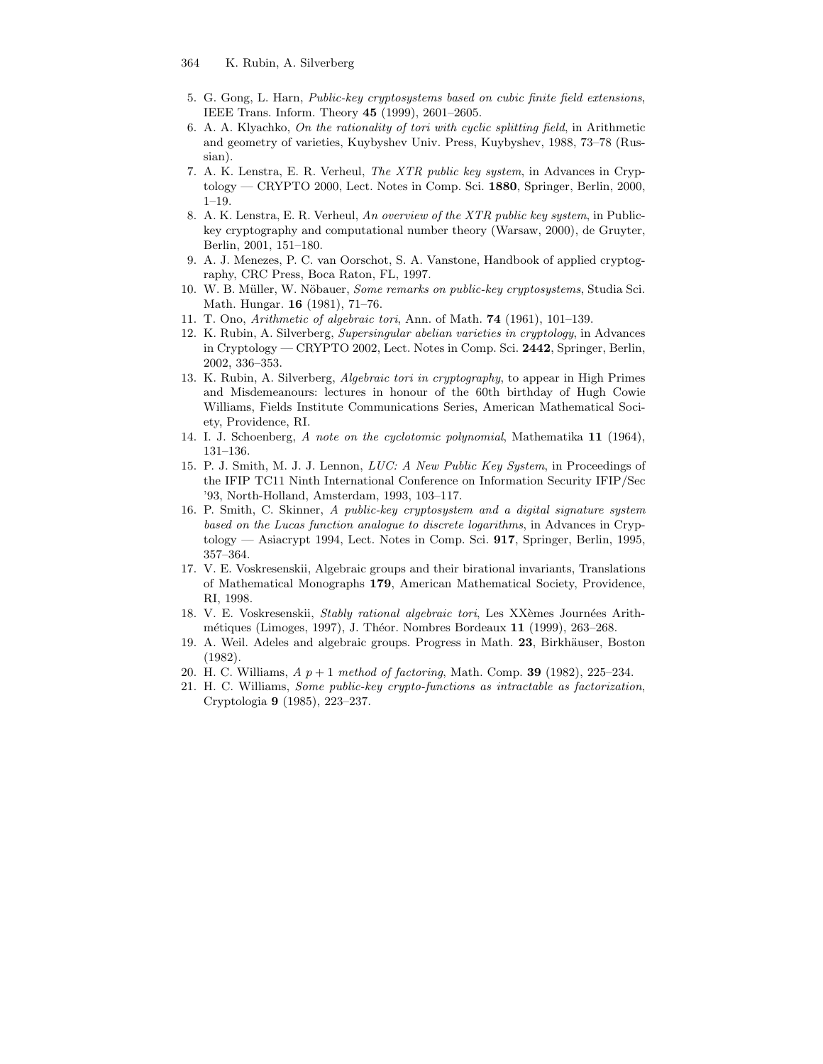5. G. Gong, L. Harn, *Public-key cryptosystems based on cubic finite field extensions*, IEEE Trans. Inform. Theory **45** (1999), 2601–2605.
6. A. A. Klyachko, *On the rationality of tori with cyclic splitting field*, in Arithmetic and geometry of varieties, Kuybyshev Univ. Press, Kuybyshev, 1988, 73–78 (Russian).
7. A. K. Lenstra, E. R. Verheul, *The XTR public key system*, in Advances in Cryptology — CRYPTO 2000, Lect. Notes in Comp. Sci. **1880**, Springer, Berlin, 2000, 1–19.
8. A. K. Lenstra, E. R. Verheul, *An overview of the XTR public key system*, in Public-key cryptography and computational number theory (Warsaw, 2000), de Gruyter, Berlin, 2001, 151–180.
9. A. J. Menezes, P. C. van Oorschot, S. A. Vanstone, Handbook of applied cryptography, CRC Press, Boca Raton, FL, 1997.
10. W. B. Müller, W. Nöbauer, *Some remarks on public-key cryptosystems*, Studia Sci. Math. Hungar. **16** (1981), 71–76.
11. T. Ono, *Arithmetic of algebraic tori*, Ann. of Math. **74** (1961), 101–139.
12. K. Rubin, A. Silverberg, *Supersingular abelian varieties in cryptology*, in Advances in Cryptology — CRYPTO 2002, Lect. Notes in Comp. Sci. **2442**, Springer, Berlin, 2002, 336–353.
13. K. Rubin, A. Silverberg, *Algebraic tori in cryptography*, to appear in High Primes and Misdemeanours: lectures in honour of the 60th birthday of Hugh Cowie Williams, Fields Institute Communications Series, American Mathematical Society, Providence, RI.
14. I. J. Schoenberg, *A note on the cyclotomic polynomial*, Mathematika **11** (1964), 131–136.
15. P. J. Smith, M. J. J. Lennon, *LUC: A New Public Key System*, in Proceedings of the IFIP TC11 Ninth International Conference on Information Security IFIP/Sec '93, North-Holland, Amsterdam, 1993, 103–117.
16. P. Smith, C. Skinner, *A public-key cryptosystem and a digital signature system based on the Lucas function analogue to discrete logarithms*, in Advances in Cryptology — Asiacrypt 1994, Lect. Notes in Comp. Sci. **917**, Springer, Berlin, 1995, 357–364.
17. V. E. Voskresenskii, Algebraic groups and their birational invariants, Translations of Mathematical Monographs **179**, American Mathematical Society, Providence, RI, 1998.
18. V. E. Voskresenskii, *Stably rational algebraic tori*, Les XXèmes Journées Arithmétiques (Limoges, 1997), J. Théor. Nombres Bordeaux **11** (1999), 263–268.
19. A. Weil. Adeles and algebraic groups. Progress in Math. **23**, Birkhäuser, Boston (1982).
20. H. C. Williams, *A $p+1$ method of factoring*, Math. Comp. **39** (1982), 225–234.
21. H. C. Williams, *Some public-key crypto-functions as intractable as factorization*, Cryptologia **9** (1985), 223–237.